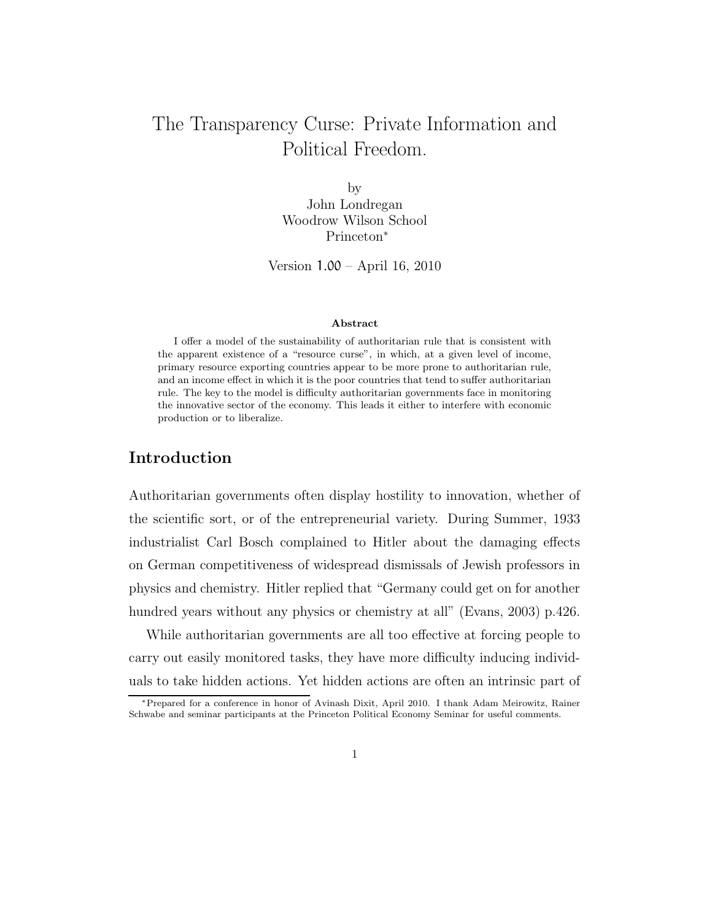# The Transparency Curse: Private Information and Political Freedom.

by
John Londregan
Woodrow Wilson School
Princeton*

Version 1.00 – April 16, 2010

**Abstract**

I offer a model of the sustainability of authoritarian rule that is consistent with the apparent existence of a "resource curse", in which, at a given level of income, primary resource exporting countries appear to be more prone to authoritarian rule, and an income effect in which it is the poor countries that tend to suffer authoritarian rule. The key to the model is difficulty authoritarian governments face in monitoring the innovative sector of the economy. This leads it either to interfere with economic production or to liberalize.

## Introduction

Authoritarian governments often display hostility to innovation, whether of the scientific sort, or of the entrepreneurial variety. During Summer, 1933 industrialist Carl Bosch complained to Hitler about the damaging effects on German competitiveness of widespread dismissals of Jewish professors in physics and chemistry. Hitler replied that "Germany could get on for another hundred years without any physics or chemistry at all" (Evans, 2003) p.426.

While authoritarian governments are all too effective at forcing people to carry out easily monitored tasks, they have more difficulty inducing individuals to take hidden actions. Yet hidden actions are often an intrinsic part of

*Prepared for a conference in honor of Avinash Dixit, April 2010. I thank Adam Meirowitz, Rainer Schwabe and seminar participants at the Princeton Political Economy Seminar for useful comments.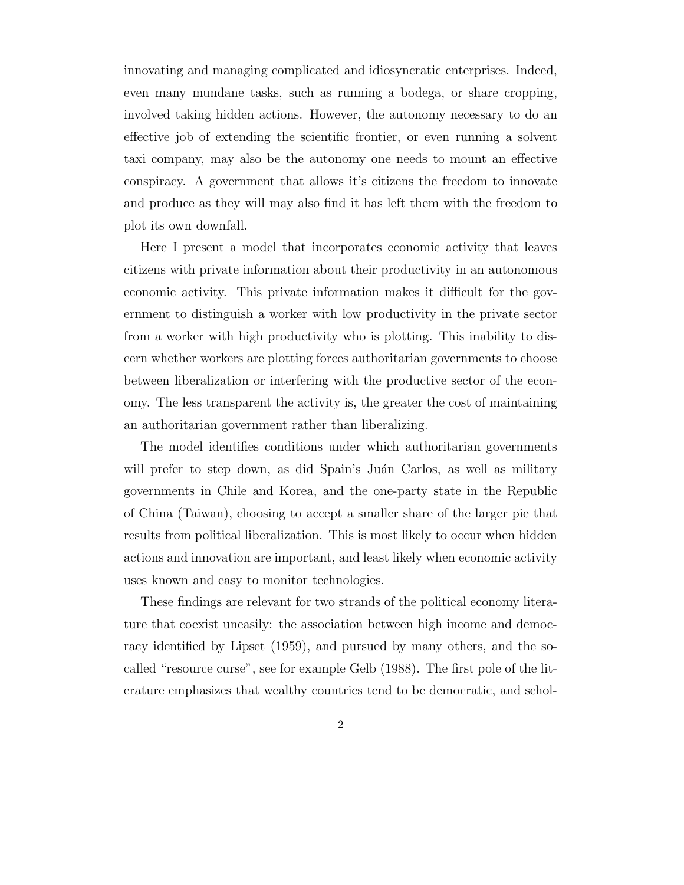innovating and managing complicated and idiosyncratic enterprises. Indeed, even many mundane tasks, such as running a bodega, or share cropping, involved taking hidden actions. However, the autonomy necessary to do an effective job of extending the scientific frontier, or even running a solvent taxi company, may also be the autonomy one needs to mount an effective conspiracy. A government that allows it's citizens the freedom to innovate and produce as they will may also find it has left them with the freedom to plot its own downfall.

Here I present a model that incorporates economic activity that leaves citizens with private information about their productivity in an autonomous economic activity. This private information makes it difficult for the government to distinguish a worker with low productivity in the private sector from a worker with high productivity who is plotting. This inability to discern whether workers are plotting forces authoritarian governments to choose between liberalization or interfering with the productive sector of the economy. The less transparent the activity is, the greater the cost of maintaining an authoritarian government rather than liberalizing.

The model identifies conditions under which authoritarian governments will prefer to step down, as did Spain's Juán Carlos, as well as military governments in Chile and Korea, and the one-party state in the Republic of China (Taiwan), choosing to accept a smaller share of the larger pie that results from political liberalization. This is most likely to occur when hidden actions and innovation are important, and least likely when economic activity uses known and easy to monitor technologies.

These findings are relevant for two strands of the political economy literature that coexist uneasily: the association between high income and democracy identified by Lipset (1959), and pursued by many others, and the so-called "resource curse", see for example Gelb (1988). The first pole of the literature emphasizes that wealthy countries tend to be democratic, and schol-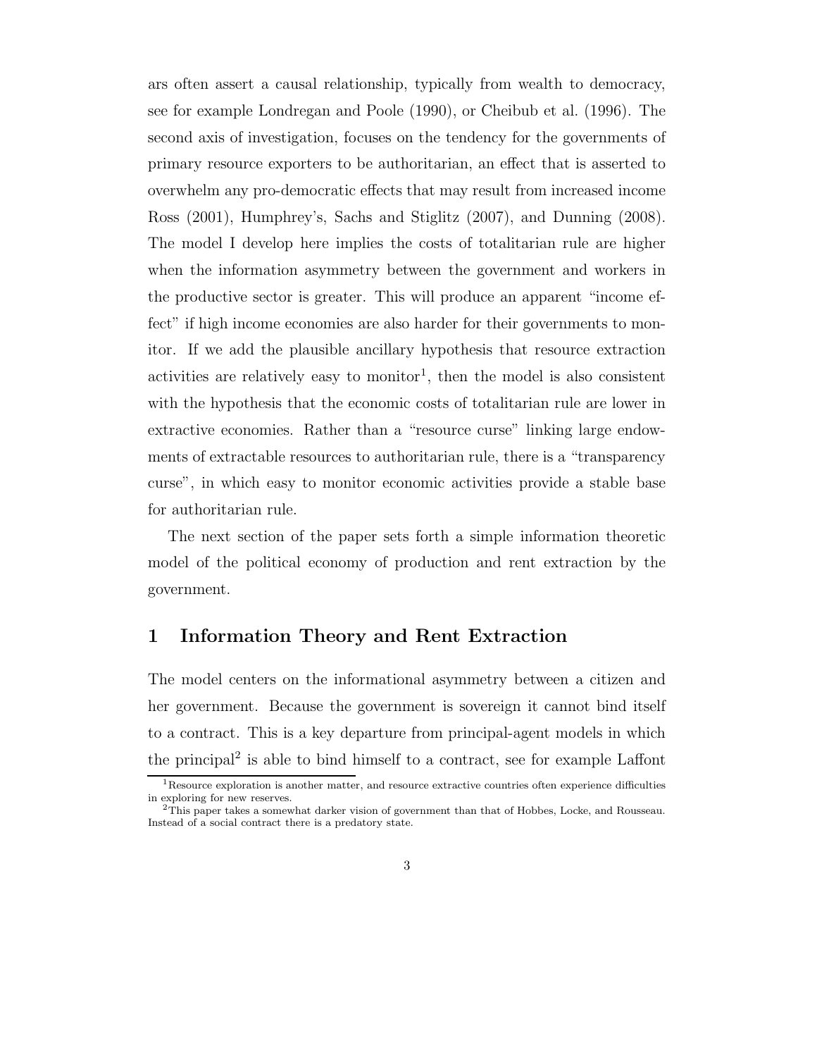ars often assert a causal relationship, typically from wealth to democracy, see for example Londregan and Poole (1990), or Cheibub et al. (1996). The second axis of investigation, focuses on the tendency for the governments of primary resource exporters to be authoritarian, an effect that is asserted to overwhelm any pro-democratic effects that may result from increased income Ross (2001), Humphrey's, Sachs and Stiglitz (2007), and Dunning (2008). The model I develop here implies the costs of totalitarian rule are higher when the information asymmetry between the government and workers in the productive sector is greater. This will produce an apparent "income effect" if high income economies are also harder for their governments to monitor. If we add the plausible ancillary hypothesis that resource extraction activities are relatively easy to monitor[1], then the model is also consistent with the hypothesis that the economic costs of totalitarian rule are lower in extractive economies. Rather than a "resource curse" linking large endowments of extractable resources to authoritarian rule, there is a "transparency curse", in which easy to monitor economic activities provide a stable base for authoritarian rule.

The next section of the paper sets forth a simple information theoretic model of the political economy of production and rent extraction by the government.

# 1 Information Theory and Rent Extraction

The model centers on the informational asymmetry between a citizen and her government. Because the government is sovereign it cannot bind itself to a contract. This is a key departure from principal-agent models in which the principal[2] is able to bind himself to a contract, see for example Laffont

[1] Resource exploration is another matter, and resource extractive countries often experience difficulties in exploring for new reserves.

[2] This paper takes a somewhat darker vision of government than that of Hobbes, Locke, and Rousseau. Instead of a social contract there is a predatory state.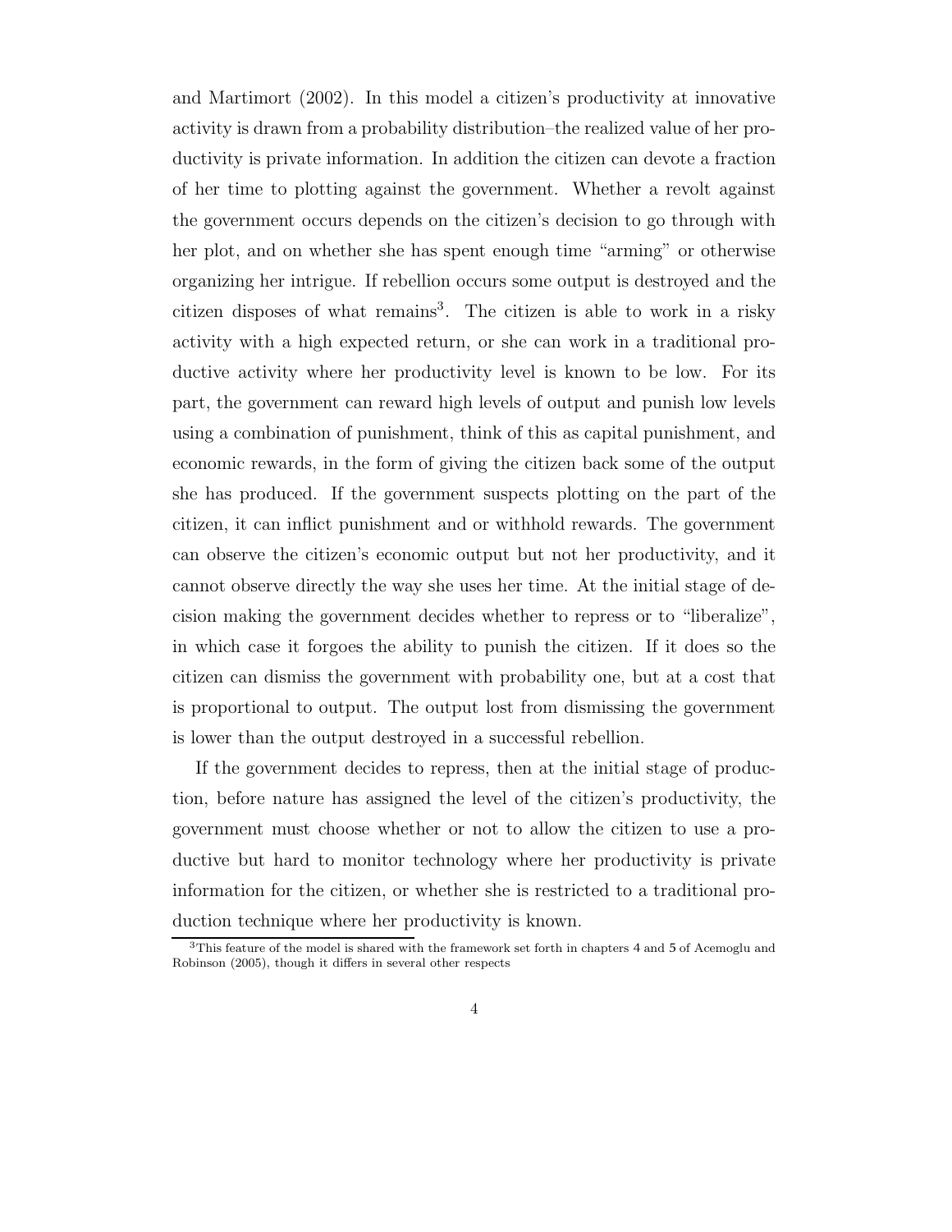and Martimort (2002). In this model a citizen's productivity at innovative activity is drawn from a probability distribution–the realized value of her productivity is private information. In addition the citizen can devote a fraction of her time to plotting against the government. Whether a revolt against the government occurs depends on the citizen's decision to go through with her plot, and on whether she has spent enough time "arming" or otherwise organizing her intrigue. If rebellion occurs some output is destroyed and the citizen disposes of what remains[3]. The citizen is able to work in a risky activity with a high expected return, or she can work in a traditional productive activity where her productivity level is known to be low. For its part, the government can reward high levels of output and punish low levels using a combination of punishment, think of this as capital punishment, and economic rewards, in the form of giving the citizen back some of the output she has produced. If the government suspects plotting on the part of the citizen, it can inflict punishment and or withhold rewards. The government can observe the citizen's economic output but not her productivity, and it cannot observe directly the way she uses her time. At the initial stage of decision making the government decides whether to repress or to "liberalize", in which case it forgoes the ability to punish the citizen. If it does so the citizen can dismiss the government with probability one, but at a cost that is proportional to output. The output lost from dismissing the government is lower than the output destroyed in a successful rebellion.

If the government decides to repress, then at the initial stage of production, before nature has assigned the level of the citizen's productivity, the government must choose whether or not to allow the citizen to use a productive but hard to monitor technology where her productivity is private information for the citizen, or whether she is restricted to a traditional production technique where her productivity is known.

[3] This feature of the model is shared with the framework set forth in chapters 4 and 5 of Acemoglu and Robinson (2005), though it differs in several other respects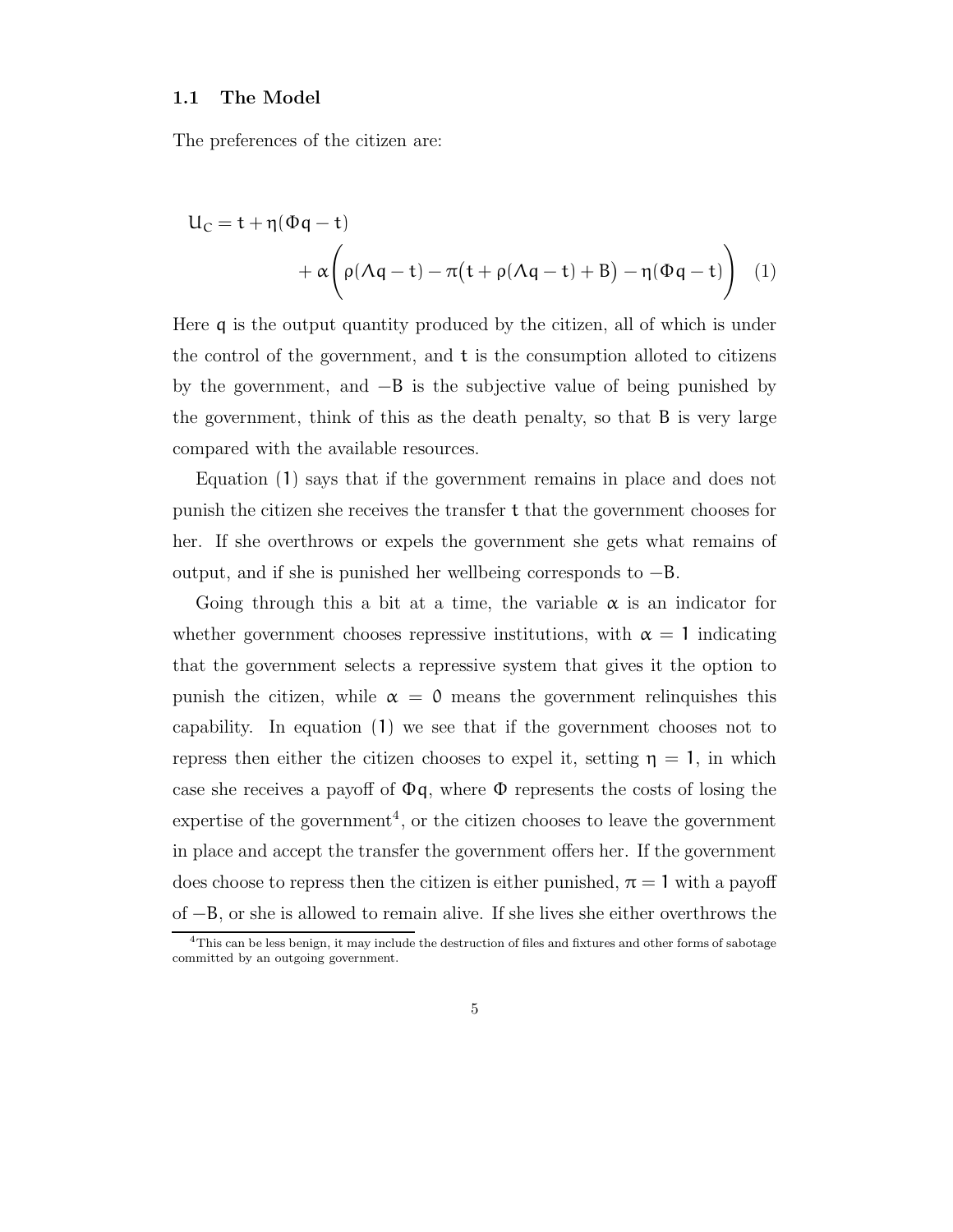### 1.1 The Model

The preferences of the citizen are:

$$
\begin{aligned}
U_C = t + \eta(\Phi q - t) \\
+ \alpha\bigg(\rho(\Lambda q - t) - \pi\big(t + \rho(\Lambda q - t) + B\big) - \eta(\Phi q - t)\bigg) \quad (1)
\end{aligned}
$$

Here $q$ is the output quantity produced by the citizen, all of which is under the control of the government, and $t$ is the consumption alloted to citizens by the government, and $-B$ is the subjective value of being punished by the government, think of this as the death penalty, so that $B$ is very large compared with the available resources.

Equation (1) says that if the government remains in place and does not punish the citizen she receives the transfer $t$ that the government chooses for her. If she overthrows or expels the government she gets what remains of output, and if she is punished her wellbeing corresponds to $-B$.

Going through this a bit at a time, the variable $\alpha$ is an indicator for whether government chooses repressive institutions, with $\alpha = 1$ indicating that the government selects a repressive system that gives it the option to punish the citizen, while $\alpha = 0$ means the government relinquishes this capability. In equation (1) we see that if the government chooses not to repress then either the citizen chooses to expel it, setting $\eta = 1$, in which case she receives a payoff of $\Phi q$, where $\Phi$ represents the costs of losing the expertise of the government[4], or the citizen chooses to leave the government in place and accept the transfer the government offers her. If the government does choose to repress then the citizen is either punished, $\pi = 1$ with a payoff of $-B$, or she is allowed to remain alive. If she lives she either overthrows the

[4] This can be less benign, it may include the destruction of files and fixtures and other forms of sabotage committed by an outgoing government.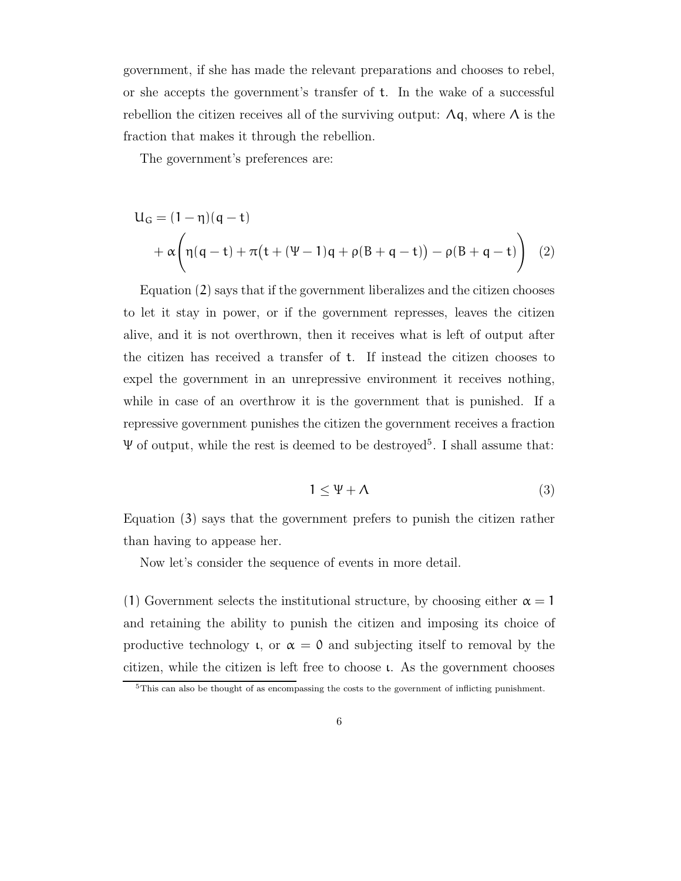government, if she has made the relevant preparations and chooses to rebel, or she accepts the government's transfer of $t$. In the wake of a successful rebellion the citizen receives all of the surviving output: $\Lambda q$, where $\Lambda$ is the fraction that makes it through the rebellion.

The government's preferences are:

$$
\begin{aligned}
U_G &= (1-\eta)(q-t) \\
&\quad + \alpha\Bigg(\eta(q-t) + \pi\big(t + (\Psi - 1)q + \rho(B + q - t)\big) - \rho(B + q - t)\Bigg) \quad (2)
\end{aligned}
$$

Equation (2) says that if the government liberalizes and the citizen chooses to let it stay in power, or if the government represses, leaves the citizen alive, and it is not overthrown, then it receives what is left of output after the citizen has received a transfer of $t$. If instead the citizen chooses to expel the government in an unrepressive environment it receives nothing, while in case of an overthrow it is the government that is punished. If a repressive government punishes the citizen the government receives a fraction $\Psi$ of output, while the rest is deemed to be destroyed[5]. I shall assume that:

$$
1 \leq \Psi + \Lambda \quad (3)
$$

Equation (3) says that the government prefers to punish the citizen rather than having to appease her.

Now let's consider the sequence of events in more detail.

(1) Government selects the institutional structure, by choosing either $\alpha = 1$ and retaining the ability to punish the citizen and imposing its choice of productive technology $\iota$, or $\alpha = 0$ and subjecting itself to removal by the citizen, while the citizen is left free to choose $\iota$. As the government chooses

[5]This can also be thought of as encompassing the costs to the government of inflicting punishment.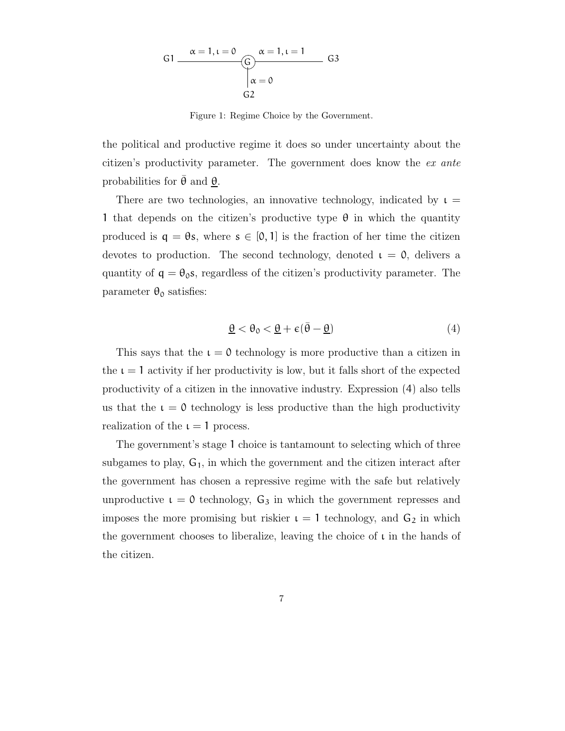G1 ——— $\alpha = 1, \iota = 0$ ——— (G) ——— $\alpha = 1, \iota = 1$ ——— G3

| $\alpha = 0$

G2

Figure 1: Regime Choice by the Government.

the political and productive regime it does so under uncertainty about the citizen's productivity parameter. The government does know the *ex ante* probabilities for $\bar{\theta}$ and $\underline{\theta}$.

There are two technologies, an innovative technology, indicated by $\iota = 1$ that depends on the citizen's productive type $\theta$ in which the quantity produced is $q = \theta s$, where $s \in [0, 1]$ is the fraction of her time the citizen devotes to production. The second technology, denoted $\iota = 0$, delivers a quantity of $q = \theta_0 s$, regardless of the citizen's productivity parameter. The parameter $\theta_0$ satisfies:

$$\underline{\theta} < \theta_0 < \underline{\theta} + \epsilon(\bar{\theta} - \underline{\theta}) \tag{4}$$

This says that the $\iota = 0$ technology is more productive than a citizen in the $\iota = 1$ activity if her productivity is low, but it falls short of the expected productivity of a citizen in the innovative industry. Expression (4) also tells us that the $\iota = 0$ technology is less productive than the high productivity realization of the $\iota = 1$ process.

The government's stage 1 choice is tantamount to selecting which of three subgames to play, $G_1$, in which the government and the citizen interact after the government has chosen a repressive regime with the safe but relatively unproductive $\iota = 0$ technology, $G_3$ in which the government represses and imposes the more promising but riskier $\iota = 1$ technology, and $G_2$ in which the government chooses to liberalize, leaving the choice of $\iota$ in the hands of the citizen.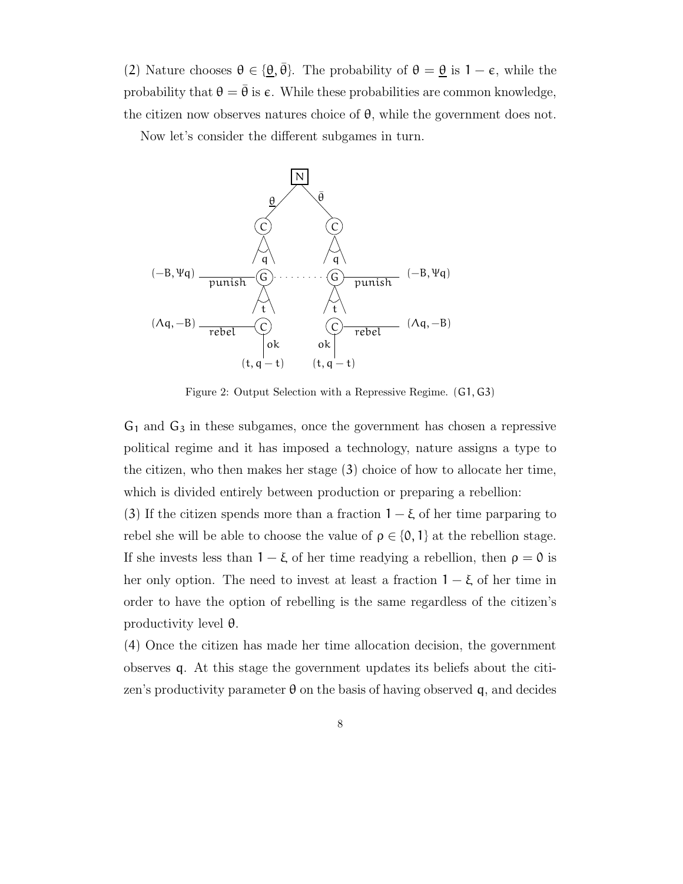(2) Nature chooses $\theta \in \{\underline{\theta}, \bar{\theta}\}$. The probability of $\theta = \underline{\theta}$ is $1 - \epsilon$, while the probability that $\theta = \bar{\theta}$ is $\epsilon$. While these probabilities are common knowledge, the citizen now observes natures choice of $\theta$, while the government does not.

Now let's consider the different subgames in turn.

Figure 2: Output Selection with a Repressive Regime. $(G1, G3)$

$G_1$ and $G_3$ in these subgames, once the government has chosen a repressive political regime and it has imposed a technology, nature assigns a type to the citizen, who then makes her stage (3) choice of how to allocate her time, which is divided entirely between production or preparing a rebellion:

(3) If the citizen spends more than a fraction $1 - \xi$ of her time parparing to rebel she will be able to choose the value of $\rho \in \{0, 1\}$ at the rebellion stage. If she invests less than $1 - \xi$ of her time readying a rebellion, then $\rho = 0$ is her only option. The need to invest at least a fraction $1 - \xi$ of her time in order to have the option of rebelling is the same regardless of the citizen's productivity level $\theta$.

(4) Once the citizen has made her time allocation decision, the government observes $q$. At this stage the government updates its beliefs about the citizen's productivity parameter $\theta$ on the basis of having observed $q$, and decides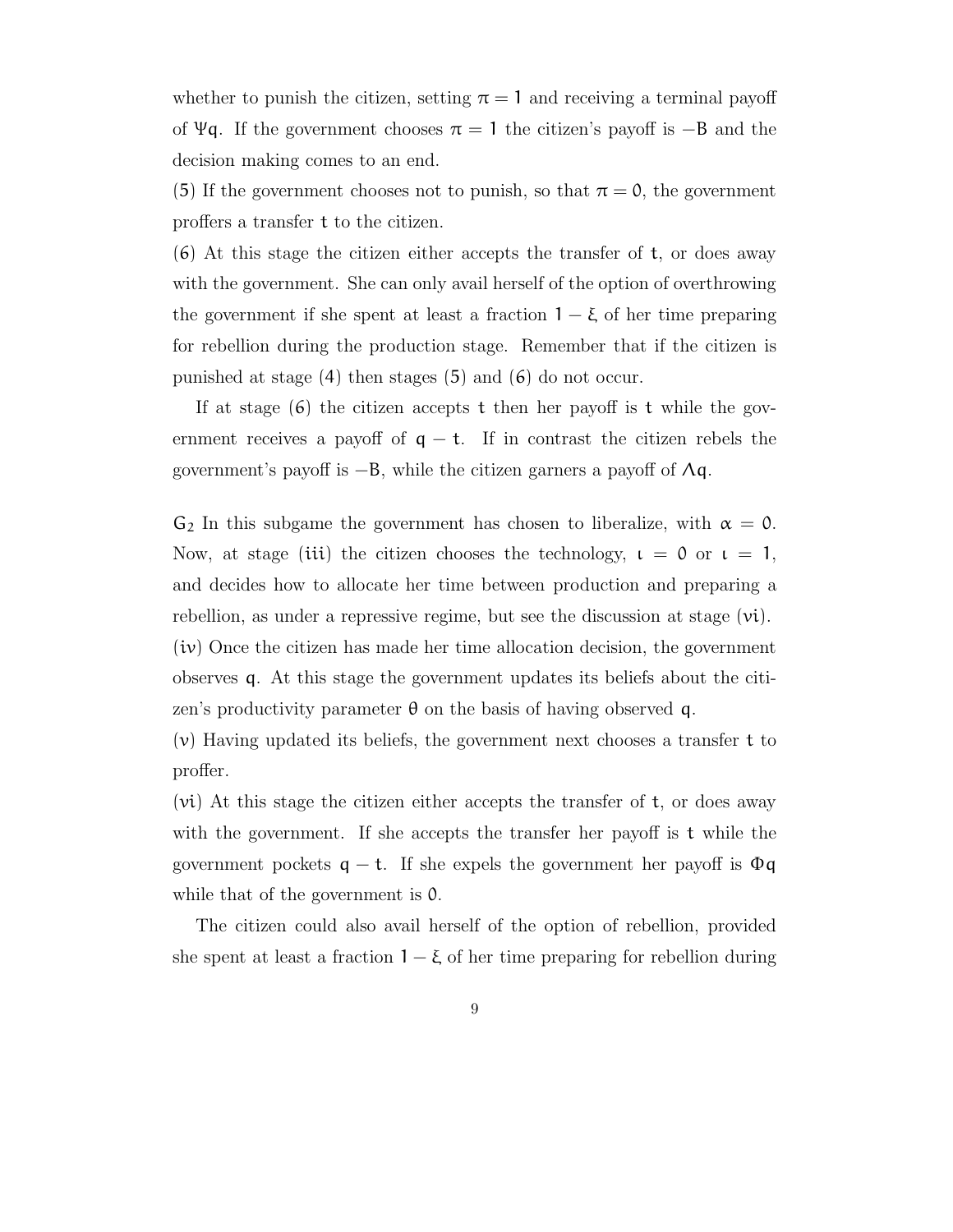whether to punish the citizen, setting $\pi = 1$ and receiving a terminal payoff of $\Psi q$. If the government chooses $\pi = 1$ the citizen's payoff is $-B$ and the decision making comes to an end.

(5) If the government chooses not to punish, so that $\pi = 0$, the government proffers a transfer $t$ to the citizen.

(6) At this stage the citizen either accepts the transfer of $t$, or does away with the government. She can only avail herself of the option of overthrowing the government if she spent at least a fraction $1 - \xi$ of her time preparing for rebellion during the production stage. Remember that if the citizen is punished at stage (4) then stages (5) and (6) do not occur.

If at stage (6) the citizen accepts $t$ then her payoff is $t$ while the government receives a payoff of $q - t$. If in contrast the citizen rebels the government's payoff is $-B$, while the citizen garners a payoff of $\Lambda q$.

$G_2$ In this subgame the government has chosen to liberalize, with $\alpha = 0$. Now, at stage (iii) the citizen chooses the technology, $\iota = 0$ or $\iota = 1$, and decides how to allocate her time between production and preparing a rebellion, as under a repressive regime, but see the discussion at stage (vi).

(iv) Once the citizen has made her time allocation decision, the government observes $q$. At this stage the government updates its beliefs about the citizen's productivity parameter $\theta$ on the basis of having observed $q$.

(v) Having updated its beliefs, the government next chooses a transfer $t$ to proffer.

(vi) At this stage the citizen either accepts the transfer of $t$, or does away with the government. If she accepts the transfer her payoff is $t$ while the government pockets $q - t$. If she expels the government her payoff is $\Phi q$ while that of the government is $0$.

The citizen could also avail herself of the option of rebellion, provided she spent at least a fraction $1 - \xi$ of her time preparing for rebellion during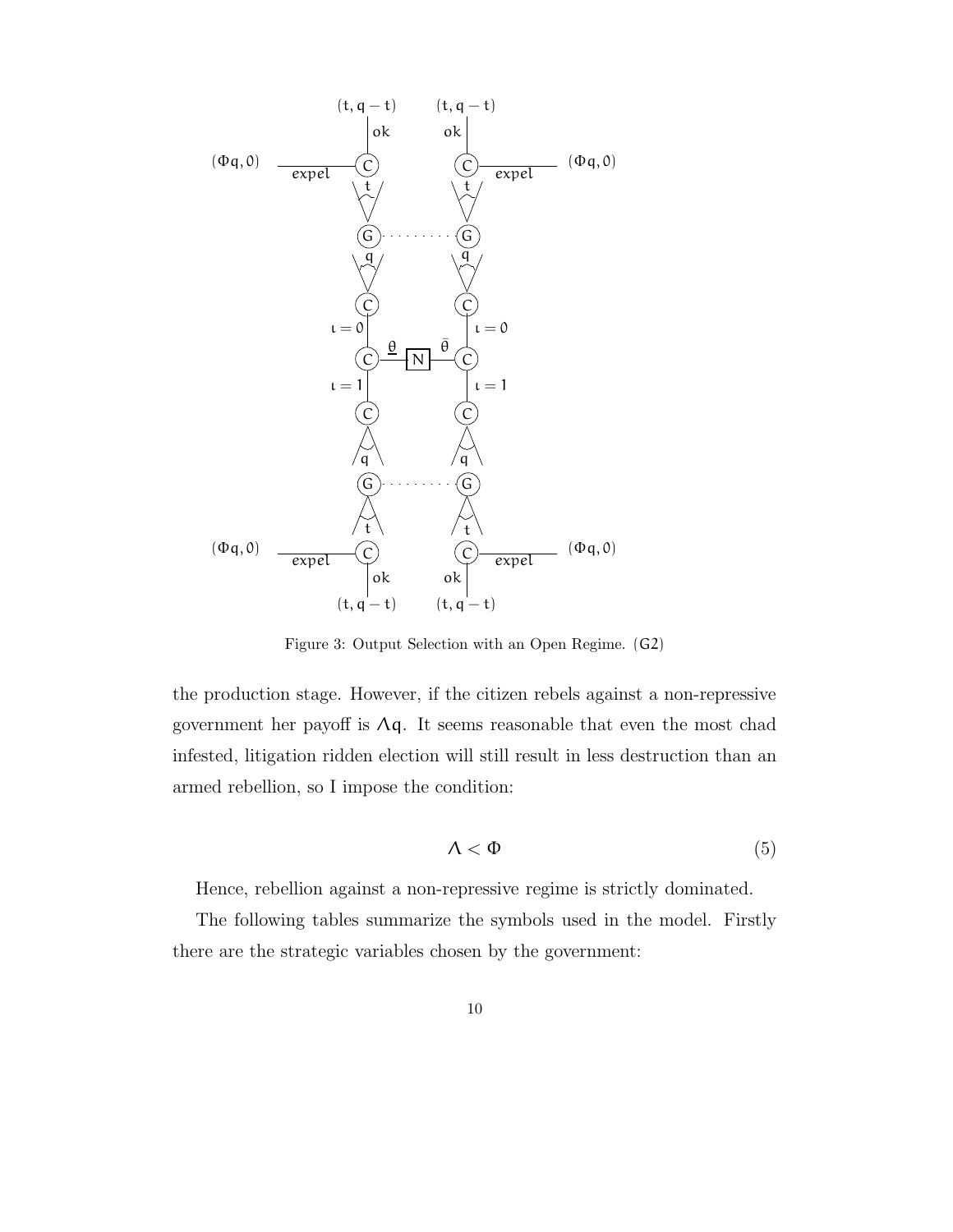Figure 3: Output Selection with an Open Regime. (G2)

the production stage. However, if the citizen rebels against a non-repressive government her payoff is $\Lambda q$. It seems reasonable that even the most chad infested, litigation ridden election will still result in less destruction than an armed rebellion, so I impose the condition:

$$\Lambda < \Phi \tag{5}$$

Hence, rebellion against a non-repressive regime is strictly dominated.

The following tables summarize the symbols used in the model. Firstly there are the strategic variables chosen by the government: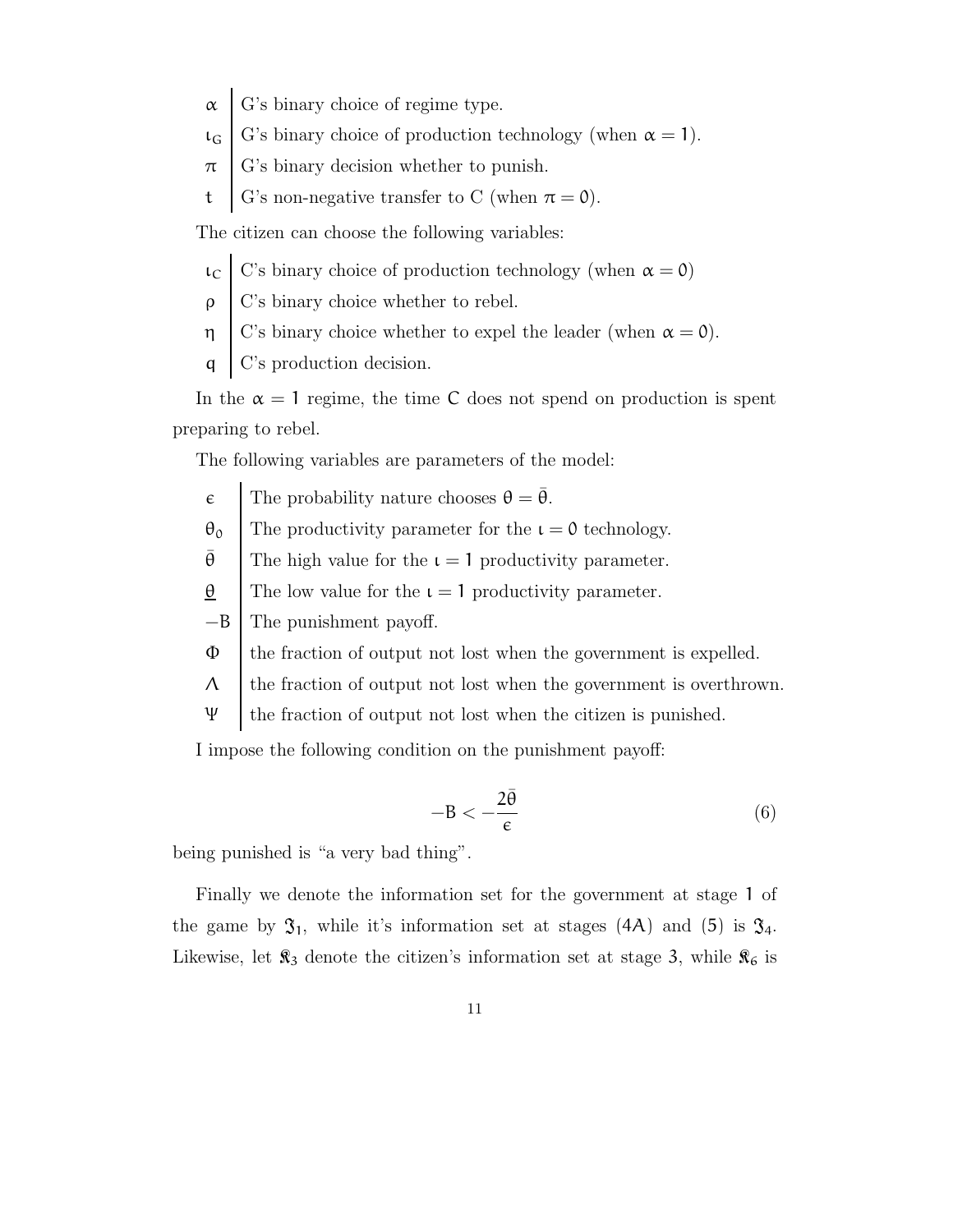| | |
|---|---|
| $\alpha$ | G's binary choice of regime type. |
| $\iota_G$ | G's binary choice of production technology (when $\alpha = 1$). |
| $\pi$ | G's binary decision whether to punish. |
| $t$ | G's non-negative transfer to C (when $\pi = 0$). |

The citizen can choose the following variables:

| | |
|---|---|
| $\iota_C$ | C's binary choice of production technology (when $\alpha = 0$) |
| $\rho$ | C's binary choice whether to rebel. |
| $\eta$ | C's binary choice whether to expel the leader (when $\alpha = 0$). |
| $q$ | C's production decision. |

In the $\alpha = 1$ regime, the time C does not spend on production is spent preparing to rebel.

The following variables are parameters of the model:

| | |
|---|---|
| $\epsilon$ | The probability nature chooses $\theta = \bar{\theta}$. |
| $\theta_0$ | The productivity parameter for the $\iota = 0$ technology. |
| $\bar{\theta}$ | The high value for the $\iota = 1$ productivity parameter. |
| $\underline{\theta}$ | The low value for the $\iota = 1$ productivity parameter. |
| $-B$ | The punishment payoff. |
| $\Phi$ | the fraction of output not lost when the government is expelled. |
| $\Lambda$ | the fraction of output not lost when the government is overthrown. |
| $\Psi$ | the fraction of output not lost when the citizen is punished. |

I impose the following condition on the punishment payoff:

$$-B < -\frac{2\bar{\theta}}{\epsilon} \tag{6}$$

being punished is "a very bad thing".

Finally we denote the information set for the government at stage 1 of the game by $\mathfrak{I}_1$, while it's information set at stages (4A) and (5) is $\mathfrak{I}_4$. Likewise, let $\mathfrak{K}_3$ denote the citizen's information set at stage 3, while $\mathfrak{K}_6$ is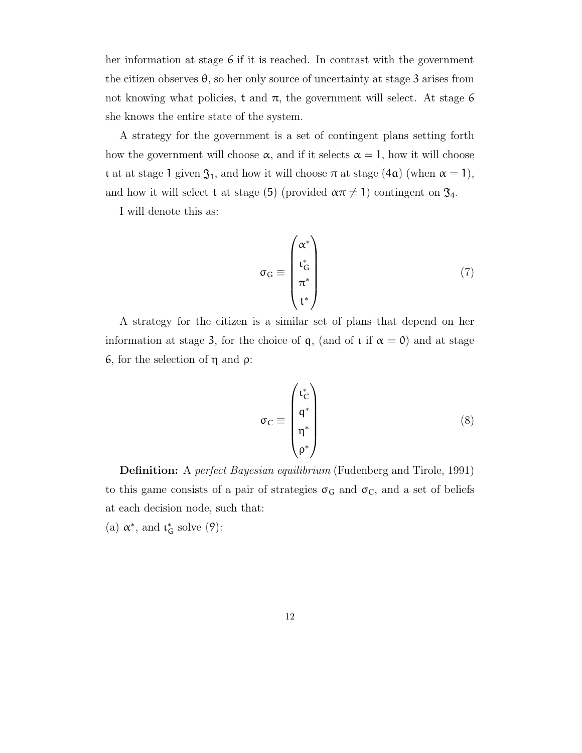her information at stage 6 if it is reached. In contrast with the government the citizen observes $\theta$, so her only source of uncertainty at stage 3 arises from not knowing what policies, $t$ and $\pi$, the government will select. At stage 6 she knows the entire state of the system.

A strategy for the government is a set of contingent plans setting forth how the government will choose $\alpha$, and if it selects $\alpha = 1$, how it will choose $\iota$ at at stage 1 given $\mathfrak{I}_1$, and how it will choose $\pi$ at stage (4a) (when $\alpha = 1$), and how it will select $t$ at stage (5) (provided $\alpha\pi \neq 1$) contingent on $\mathfrak{I}_4$.

I will denote this as:

$$\sigma_G \equiv \begin{pmatrix} \alpha^* \\ \iota_G^* \\ \pi^* \\ t^* \end{pmatrix} \tag{7}$$

A strategy for the citizen is a similar set of plans that depend on her information at stage 3, for the choice of $q$, (and of $\iota$ if $\alpha = 0$) and at stage 6, for the selection of $\eta$ and $\rho$:

$$\sigma_C \equiv \begin{pmatrix} \iota_C^* \\ q^* \\ \eta^* \\ \rho^* \end{pmatrix} \tag{8}$$

**Definition:** A *perfect Bayesian equilibrium* (Fudenberg and Tirole, 1991) to this game consists of a pair of strategies $\sigma_G$ and $\sigma_C$, and a set of beliefs at each decision node, such that:

(a) $\alpha^*$, and $\iota_G^*$ solve (9):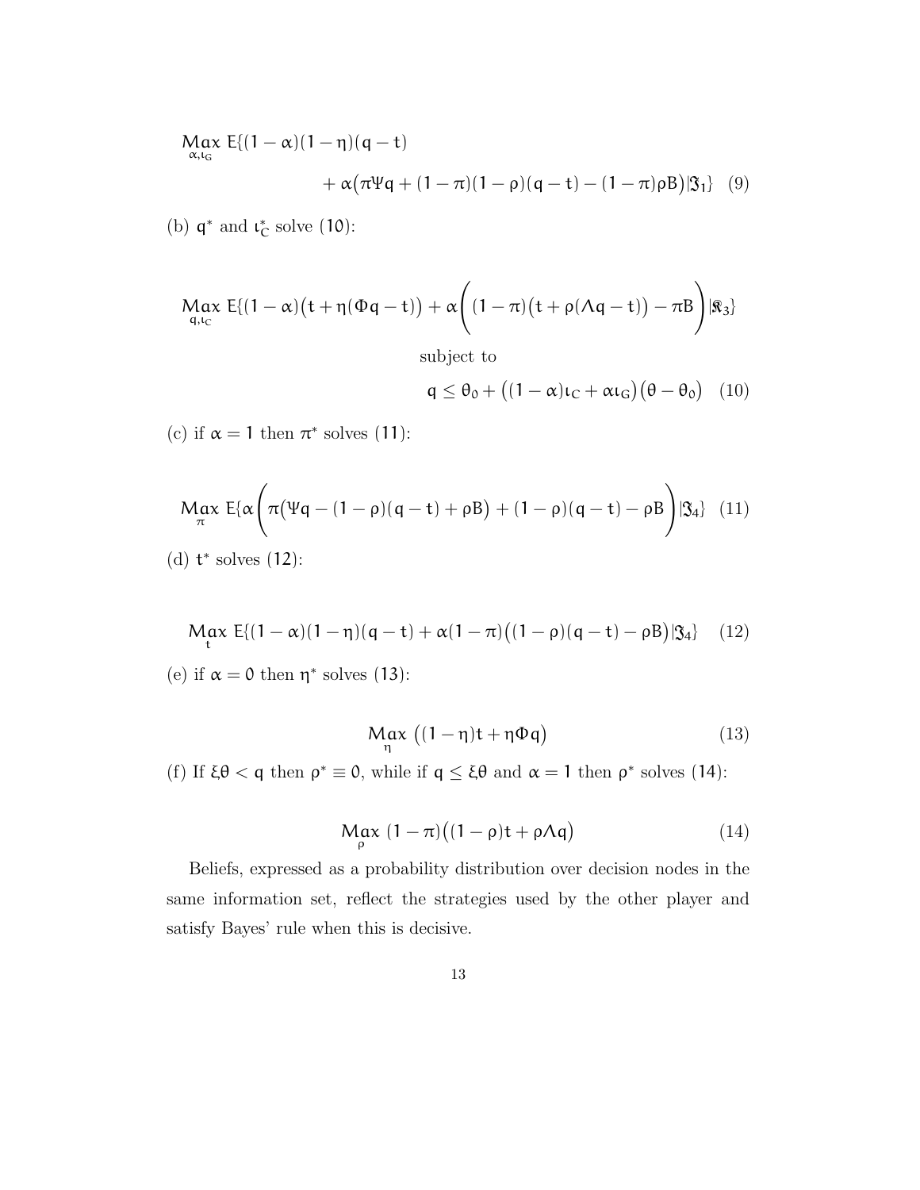$$\underset{\alpha,\iota_G}{\text{Max}}\ E\{(1-\alpha)(1-\eta)(q-t) + \alpha\big(\pi\Psi q + (1-\pi)(1-\rho)(q-t) - (1-\pi)\rho B\big)|\mathfrak{I}_1\} \quad (9)$$

(b) $q^*$ and $\iota_C^*$ solve (10):

$$\underset{q,\iota_C}{\text{Max}}\ E\{(1-\alpha)\big(t+\eta(\Phi q - t)\big) + \alpha\left((1-\pi)\big(t+\rho(\Lambda q - t)\big) - \pi B\right)|\mathfrak{K}_3\}$$

subject to

$$q \leq \theta_0 + \big((1-\alpha)\iota_C + \alpha\iota_G\big)\big(\theta - \theta_0\big) \quad (10)$$

(c) if $\alpha = 1$ then $\pi^*$ solves (11):

$$\underset{\pi}{\text{Max}}\ E\{\alpha\left(\pi\big(\Psi q - (1-\rho)(q-t) + \rho B\big) + (1-\rho)(q-t) - \rho B\right)|\mathfrak{I}_4\} \quad (11)$$

(d) $t^*$ solves (12):

$$\underset{t}{\text{Max}}\ E\{(1-\alpha)(1-\eta)(q-t) + \alpha(1-\pi)\big((1-\rho)(q-t) - \rho B\big)|\mathfrak{I}_4\} \quad (12)$$

(e) if $\alpha = 0$ then $\eta^*$ solves (13):

$$\underset{\eta}{\text{Max}}\ \big((1-\eta)t + \eta\Phi q\big) \quad (13)$$

(f) If $\xi\theta < q$ then $\rho^* \equiv 0$, while if $q \leq \xi\theta$ and $\alpha = 1$ then $\rho^*$ solves (14):

$$\underset{\rho}{\text{Max}}\ (1-\pi)\big((1-\rho)t + \rho\Lambda q\big) \quad (14)$$

Beliefs, expressed as a probability distribution over decision nodes in the same information set, reflect the strategies used by the other player and satisfy Bayes' rule when this is decisive.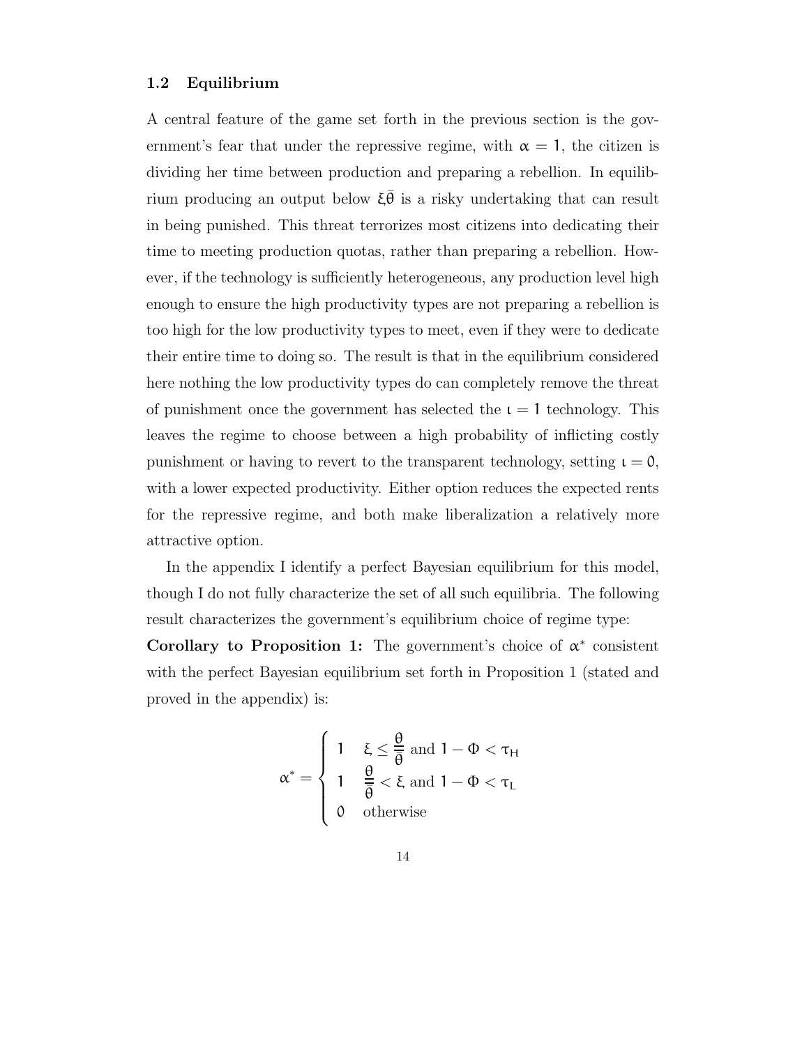## 1.2 Equilibrium

A central feature of the game set forth in the previous section is the government's fear that under the repressive regime, with $\alpha = 1$, the citizen is dividing her time between production and preparing a rebellion. In equilibrium producing an output below $\xi\bar{\theta}$ is a risky undertaking that can result in being punished. This threat terrorizes most citizens into dedicating their time to meeting production quotas, rather than preparing a rebellion. However, if the technology is sufficiently heterogeneous, any production level high enough to ensure the high productivity types are not preparing a rebellion is too high for the low productivity types to meet, even if they were to dedicate their entire time to doing so. The result is that in the equilibrium considered here nothing the low productivity types do can completely remove the threat of punishment once the government has selected the $\iota = 1$ technology. This leaves the regime to choose between a high probability of inflicting costly punishment or having to revert to the transparent technology, setting $\iota = 0$, with a lower expected productivity. Either option reduces the expected rents for the repressive regime, and both make liberalization a relatively more attractive option.

In the appendix I identify a perfect Bayesian equilibrium for this model, though I do not fully characterize the set of all such equilibria. The following result characterizes the government's equilibrium choice of regime type:

**Corollary to Proposition 1:** The government's choice of $\alpha^*$ consistent with the perfect Bayesian equilibrium set forth in Proposition 1 (stated and proved in the appendix) is:

$$\alpha^* = \begin{cases} 1 & \xi \leq \dfrac{\underline{\theta}}{\bar{\theta}} \text{ and } 1 - \Phi < \tau_H \\ 1 & \dfrac{\underline{\theta}}{\bar{\theta}} < \xi \text{ and } 1 - \Phi < \tau_L \\ 0 & \text{otherwise} \end{cases}$$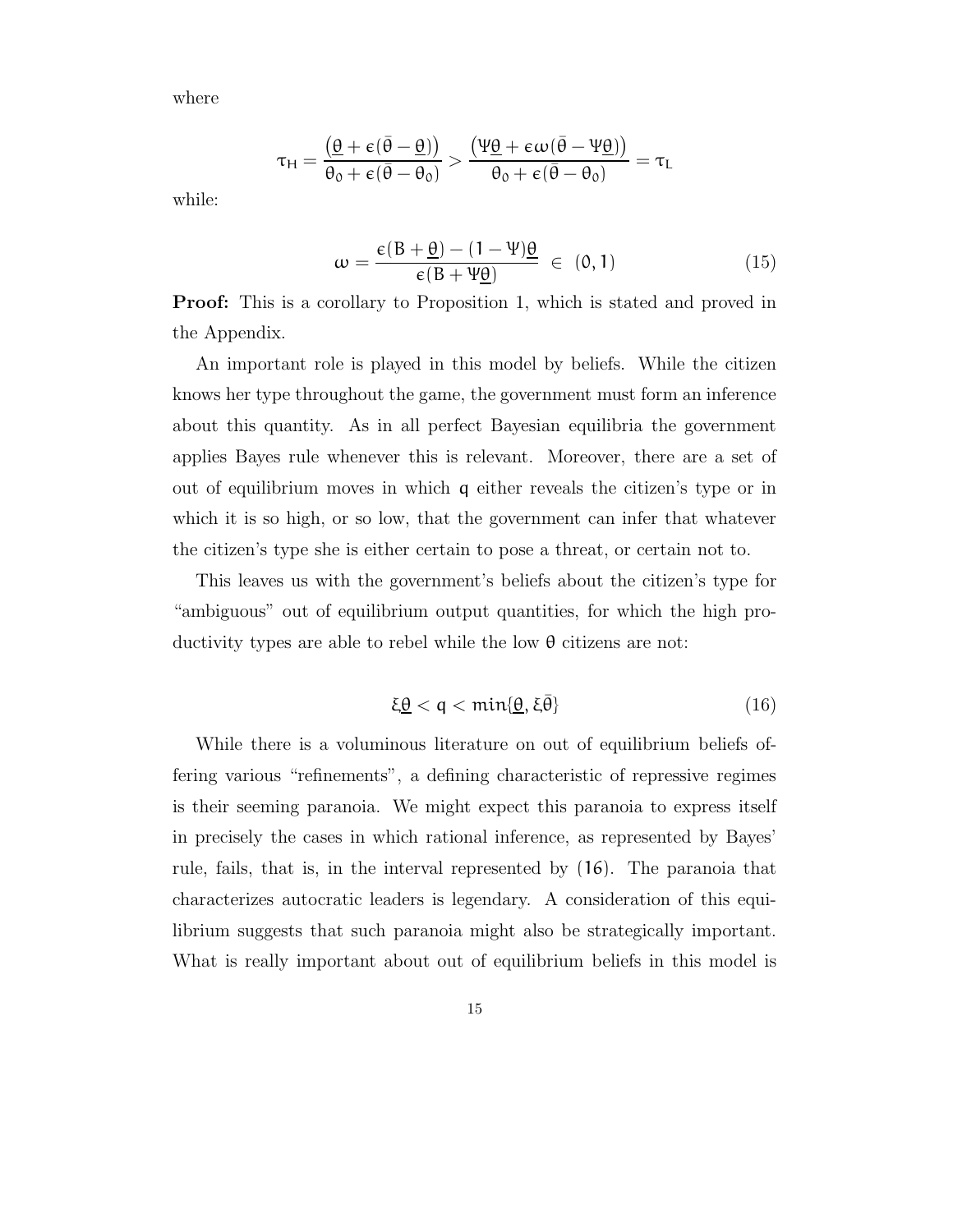where

$$\tau_H = \frac{\left(\underline{\theta} + \epsilon(\bar{\theta} - \underline{\theta})\right)}{\theta_0 + \epsilon(\bar{\theta} - \theta_0)} > \frac{\left(\Psi\underline{\theta} + \epsilon\omega(\bar{\theta} - \Psi\underline{\theta})\right)}{\theta_0 + \epsilon(\bar{\theta} - \theta_0)} = \tau_L$$

while:

$$\omega = \frac{\epsilon(B + \underline{\theta}) - (1 - \Psi)\underline{\theta}}{\epsilon(B + \Psi\underline{\theta})} \in (0, 1) \tag{15}$$

**Proof:** This is a corollary to Proposition 1, which is stated and proved in the Appendix.

An important role is played in this model by beliefs. While the citizen knows her type throughout the game, the government must form an inference about this quantity. As in all perfect Bayesian equilibria the government applies Bayes rule whenever this is relevant. Moreover, there are a set of out of equilibrium moves in which $q$ either reveals the citizen's type or in which it is so high, or so low, that the government can infer that whatever the citizen's type she is either certain to pose a threat, or certain not to.

This leaves us with the government's beliefs about the citizen's type for "ambiguous" out of equilibrium output quantities, for which the high productivity types are able to rebel while the low $\theta$ citizens are not:

$$\xi\underline{\theta} < q < \min\{\underline{\theta}, \xi\bar{\theta}\} \tag{16}$$

While there is a voluminous literature on out of equilibrium beliefs offering various "refinements", a defining characteristic of repressive regimes is their seeming paranoia. We might expect this paranoia to express itself in precisely the cases in which rational inference, as represented by Bayes' rule, fails, that is, in the interval represented by (16). The paranoia that characterizes autocratic leaders is legendary. A consideration of this equilibrium suggests that such paranoia might also be strategically important. What is really important about out of equilibrium beliefs in this model is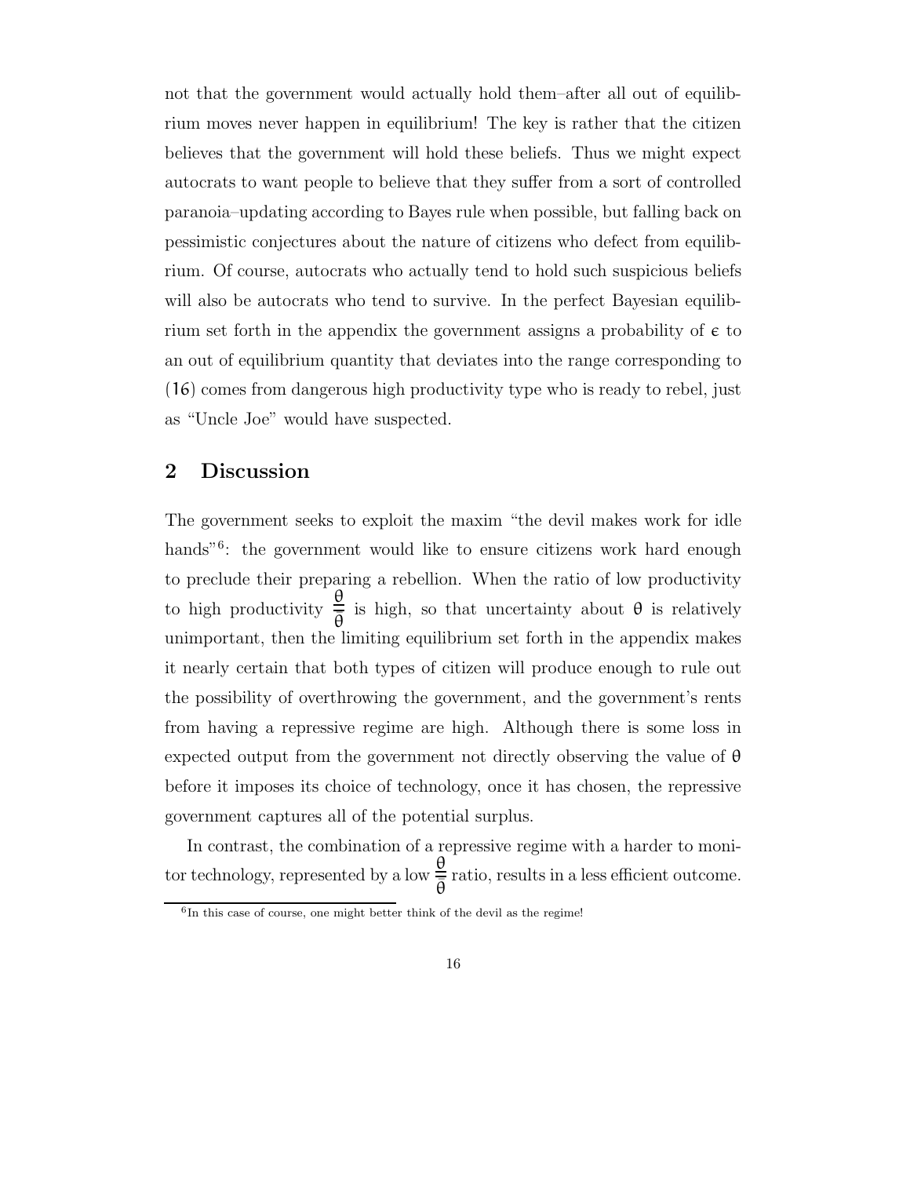not that the government would actually hold them–after all out of equilibrium moves never happen in equilibrium! The key is rather that the citizen believes that the government will hold these beliefs. Thus we might expect autocrats to want people to believe that they suffer from a sort of controlled paranoia–updating according to Bayes rule when possible, but falling back on pessimistic conjectures about the nature of citizens who defect from equilibrium. Of course, autocrats who actually tend to hold such suspicious beliefs will also be autocrats who tend to survive. In the perfect Bayesian equilibrium set forth in the appendix the government assigns a probability of $\epsilon$ to an out of equilibrium quantity that deviates into the range corresponding to (16) comes from dangerous high productivity type who is ready to rebel, just as "Uncle Joe" would have suspected.

## 2 Discussion

The government seeks to exploit the maxim "the devil makes work for idle hands"[6]: the government would like to ensure citizens work hard enough to preclude their preparing a rebellion. When the ratio of low productivity to high productivity $\frac{\underline{\theta}}{\overline{\theta}}$ is high, so that uncertainty about $\theta$ is relatively unimportant, then the limiting equilibrium set forth in the appendix makes it nearly certain that both types of citizen will produce enough to rule out the possibility of overthrowing the government, and the government's rents from having a repressive regime are high. Although there is some loss in expected output from the government not directly observing the value of $\theta$ before it imposes its choice of technology, once it has chosen, the repressive government captures all of the potential surplus.

In contrast, the combination of a repressive regime with a harder to monitor technology, represented by a low $\frac{\underline{\theta}}{\overline{\theta}}$ ratio, results in a less efficient outcome.

[6] In this case of course, one might better think of the devil as the regime!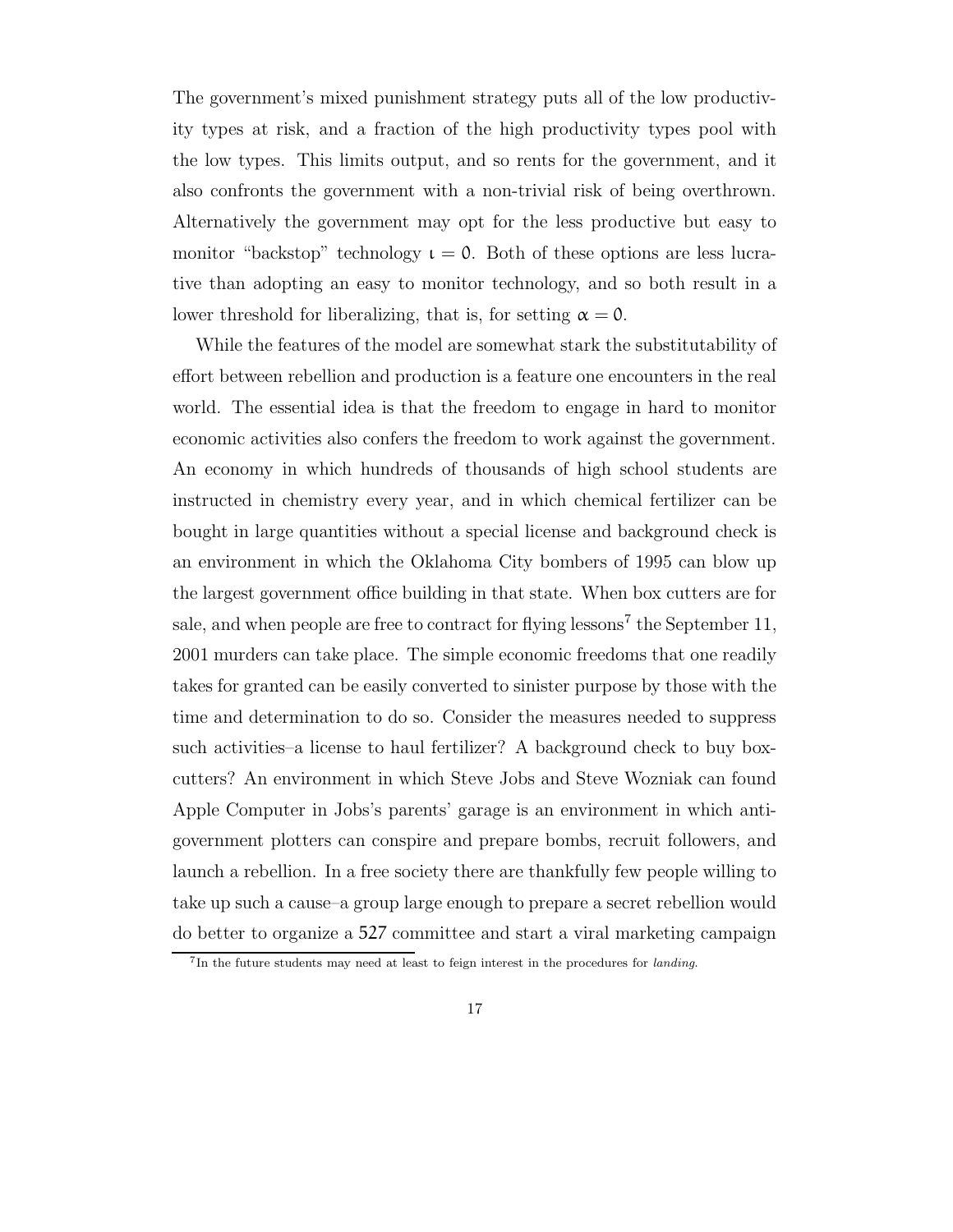The government's mixed punishment strategy puts all of the low productivity types at risk, and a fraction of the high productivity types pool with the low types. This limits output, and so rents for the government, and it also confronts the government with a non-trivial risk of being overthrown. Alternatively the government may opt for the less productive but easy to monitor "backstop" technology $\iota = 0$. Both of these options are less lucrative than adopting an easy to monitor technology, and so both result in a lower threshold for liberalizing, that is, for setting $\alpha = 0$.

While the features of the model are somewhat stark the substitutability of effort between rebellion and production is a feature one encounters in the real world. The essential idea is that the freedom to engage in hard to monitor economic activities also confers the freedom to work against the government. An economy in which hundreds of thousands of high school students are instructed in chemistry every year, and in which chemical fertilizer can be bought in large quantities without a special license and background check is an environment in which the Oklahoma City bombers of 1995 can blow up the largest government office building in that state. When box cutters are for sale, and when people are free to contract for flying lessons[7] the September 11, 2001 murders can take place. The simple economic freedoms that one readily takes for granted can be easily converted to sinister purpose by those with the time and determination to do so. Consider the measures needed to suppress such activities–a license to haul fertilizer? A background check to buy box-cutters? An environment in which Steve Jobs and Steve Wozniak can found Apple Computer in Jobs's parents' garage is an environment in which anti-government plotters can conspire and prepare bombs, recruit followers, and launch a rebellion. In a free society there are thankfully few people willing to take up such a cause–a group large enough to prepare a secret rebellion would do better to organize a 527 committee and start a viral marketing campaign

[7] In the future students may need at least to feign interest in the procedures for *landing*.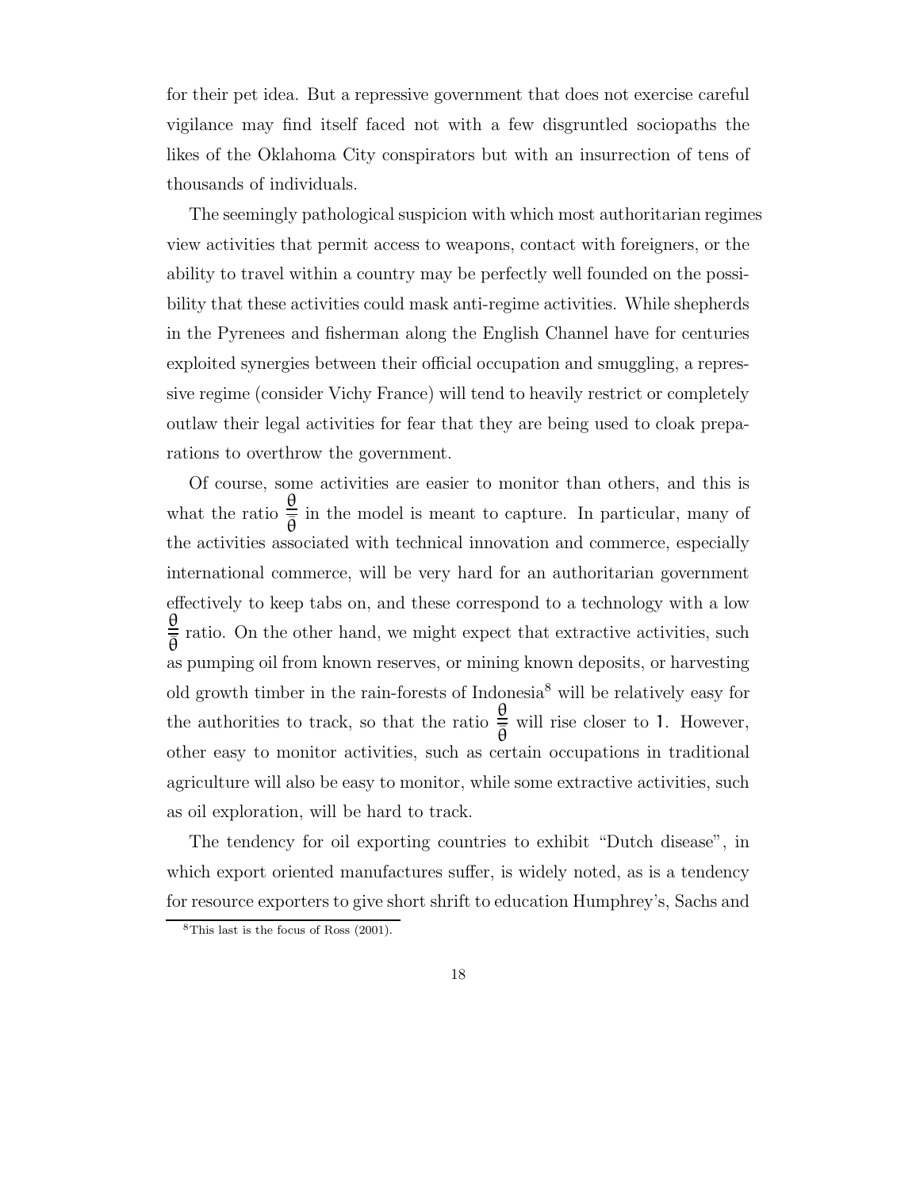for their pet idea. But a repressive government that does not exercise careful vigilance may find itself faced not with a few disgruntled sociopaths the likes of the Oklahoma City conspirators but with an insurrection of tens of thousands of individuals.

The seemingly pathological suspicion with which most authoritarian regimes view activities that permit access to weapons, contact with foreigners, or the ability to travel within a country may be perfectly well founded on the possibility that these activities could mask anti-regime activities. While shepherds in the Pyrenees and fisherman along the English Channel have for centuries exploited synergies between their official occupation and smuggling, a repressive regime (consider Vichy France) will tend to heavily restrict or completely outlaw their legal activities for fear that they are being used to cloak preparations to overthrow the government.

Of course, some activities are easier to monitor than others, and this is what the ratio $\frac{\underline{\theta}}{\overline{\theta}}$ in the model is meant to capture. In particular, many of the activities associated with technical innovation and commerce, especially international commerce, will be very hard for an authoritarian government effectively to keep tabs on, and these correspond to a technology with a low $\frac{\underline{\theta}}{\overline{\theta}}$ ratio. On the other hand, we might expect that extractive activities, such as pumping oil from known reserves, or mining known deposits, or harvesting old growth timber in the rain-forests of Indonesia[8] will be relatively easy for the authorities to track, so that the ratio $\frac{\underline{\theta}}{\overline{\theta}}$ will rise closer to $1$. However, other easy to monitor activities, such as certain occupations in traditional agriculture will also be easy to monitor, while some extractive activities, such as oil exploration, will be hard to track.

The tendency for oil exporting countries to exhibit "Dutch disease", in which export oriented manufactures suffer, is widely noted, as is a tendency for resource exporters to give short shrift to education Humphrey's, Sachs and

[8] This last is the focus of Ross (2001).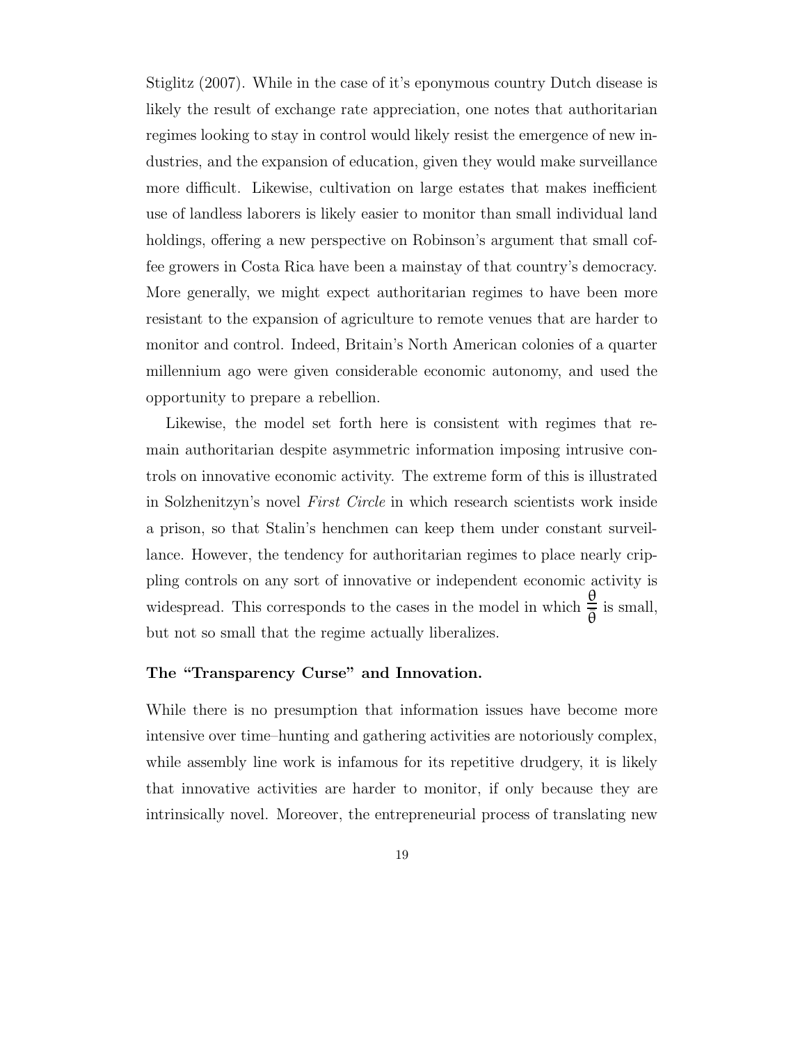Stiglitz (2007). While in the case of it's eponymous country Dutch disease is likely the result of exchange rate appreciation, one notes that authoritarian regimes looking to stay in control would likely resist the emergence of new industries, and the expansion of education, given they would make surveillance more difficult. Likewise, cultivation on large estates that makes inefficient use of landless laborers is likely easier to monitor than small individual land holdings, offering a new perspective on Robinson's argument that small coffee growers in Costa Rica have been a mainstay of that country's democracy. More generally, we might expect authoritarian regimes to have been more resistant to the expansion of agriculture to remote venues that are harder to monitor and control. Indeed, Britain's North American colonies of a quarter millennium ago were given considerable economic autonomy, and used the opportunity to prepare a rebellion.

Likewise, the model set forth here is consistent with regimes that remain authoritarian despite asymmetric information imposing intrusive controls on innovative economic activity. The extreme form of this is illustrated in Solzhenitzyn's novel *First Circle* in which research scientists work inside a prison, so that Stalin's henchmen can keep them under constant surveillance. However, the tendency for authoritarian regimes to place nearly crippling controls on any sort of innovative or independent economic activity is widespread. This corresponds to the cases in the model in which $\frac{\underline{\theta}}{\overline{\theta}}$ is small, but not so small that the regime actually liberalizes.

**The "Transparency Curse" and Innovation.**

While there is no presumption that information issues have become more intensive over time–hunting and gathering activities are notoriously complex, while assembly line work is infamous for its repetitive drudgery, it is likely that innovative activities are harder to monitor, if only because they are intrinsically novel. Moreover, the entrepreneurial process of translating new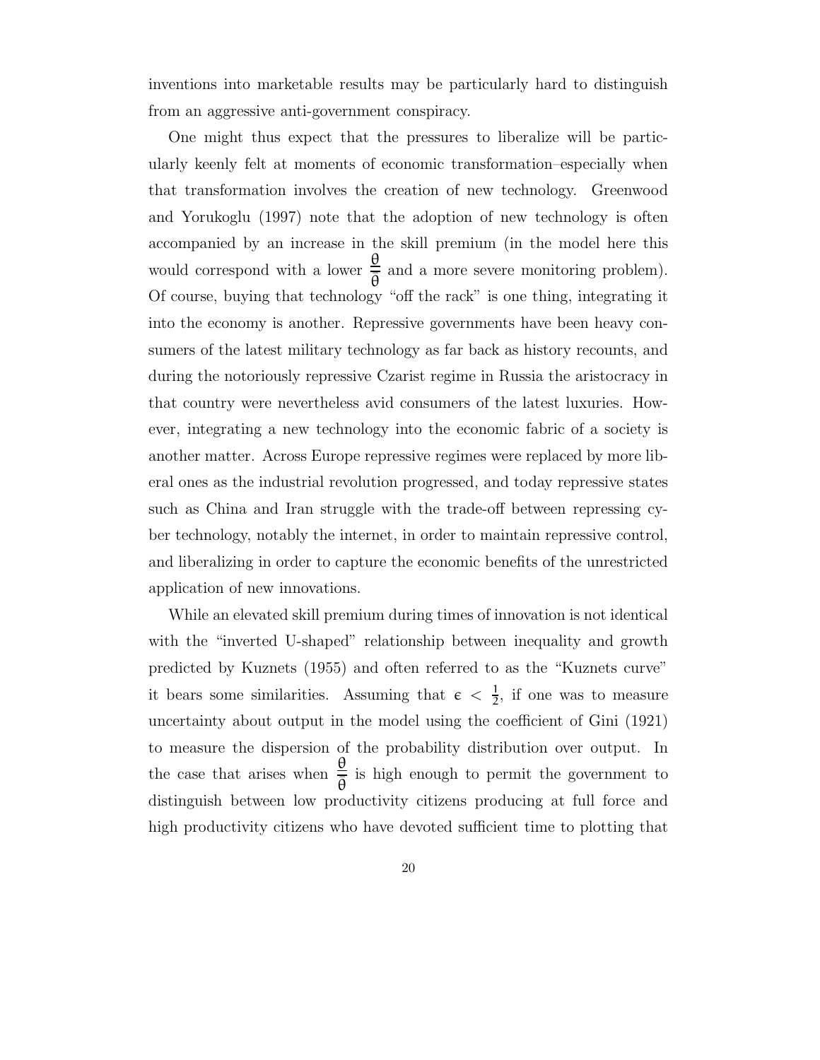inventions into marketable results may be particularly hard to distinguish from an aggressive anti-government conspiracy.

One might thus expect that the pressures to liberalize will be particularly keenly felt at moments of economic transformation–especially when that transformation involves the creation of new technology. Greenwood and Yorukoglu (1997) note that the adoption of new technology is often accompanied by an increase in the skill premium (in the model here this would correspond with a lower $\frac{\underline{\theta}}{\overline{\theta}}$ and a more severe monitoring problem). Of course, buying that technology "off the rack" is one thing, integrating it into the economy is another. Repressive governments have been heavy consumers of the latest military technology as far back as history recounts, and during the notoriously repressive Czarist regime in Russia the aristocracy in that country were nevertheless avid consumers of the latest luxuries. However, integrating a new technology into the economic fabric of a society is another matter. Across Europe repressive regimes were replaced by more liberal ones as the industrial revolution progressed, and today repressive states such as China and Iran struggle with the trade-off between repressing cyber technology, notably the internet, in order to maintain repressive control, and liberalizing in order to capture the economic benefits of the unrestricted application of new innovations.

While an elevated skill premium during times of innovation is not identical with the "inverted U-shaped" relationship between inequality and growth predicted by Kuznets (1955) and often referred to as the "Kuznets curve" it bears some similarities. Assuming that $\epsilon < \frac{1}{2}$, if one was to measure uncertainty about output in the model using the coefficient of Gini (1921) to measure the dispersion of the probability distribution over output. In the case that arises when $\frac{\underline{\theta}}{\overline{\theta}}$ is high enough to permit the government to distinguish between low productivity citizens producing at full force and high productivity citizens who have devoted sufficient time to plotting that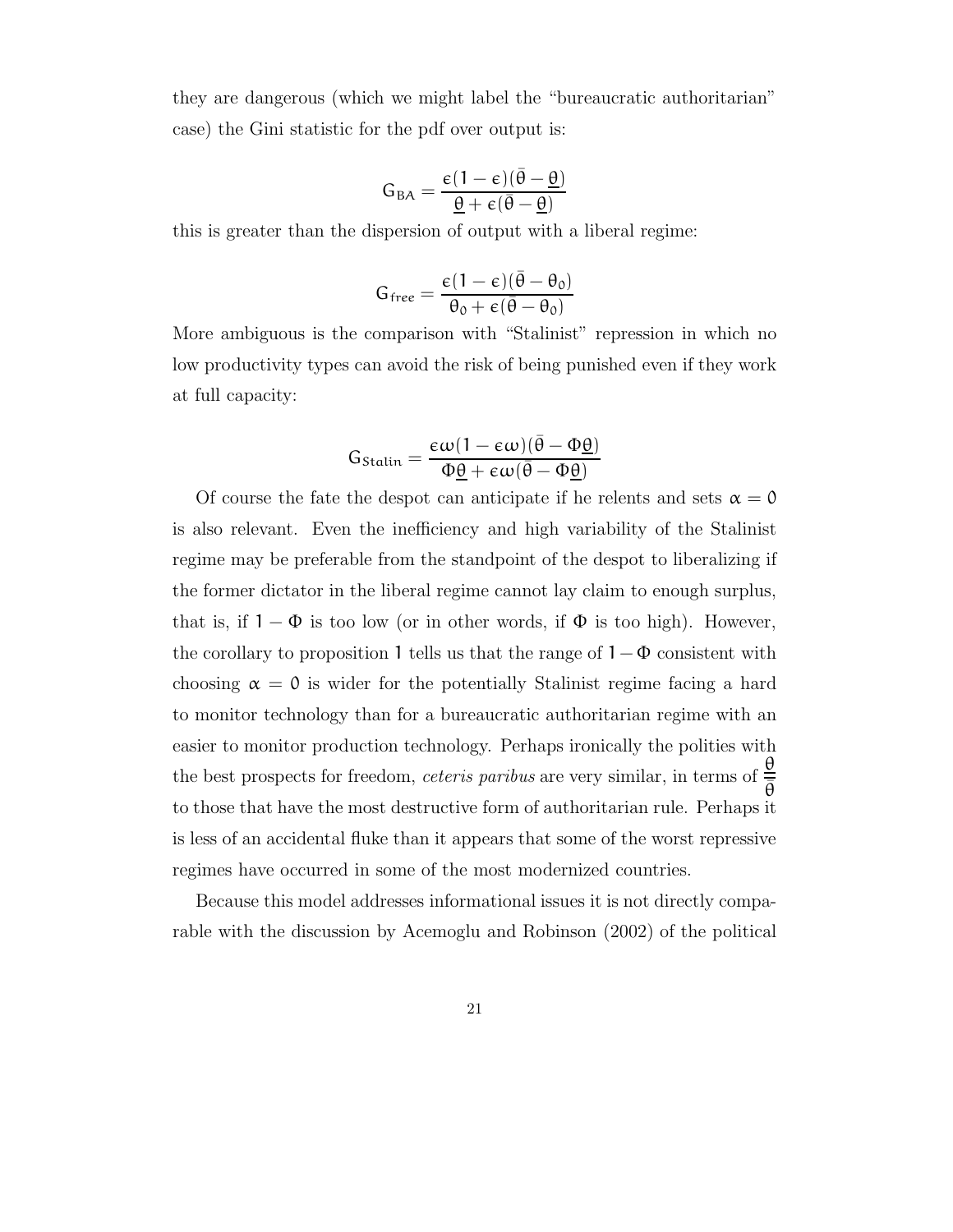they are dangerous (which we might label the "bureaucratic authoritarian" case) the Gini statistic for the pdf over output is:

$$G_{BA} = \frac{\epsilon(1-\epsilon)(\bar{\theta}-\underline{\theta})}{\underline{\theta}+\epsilon(\bar{\theta}-\underline{\theta})}$$

this is greater than the dispersion of output with a liberal regime:

$$G_{free} = \frac{\epsilon(1-\epsilon)(\bar{\theta}-\theta_0)}{\theta_0+\epsilon(\bar{\theta}-\theta_0)}$$

More ambiguous is the comparison with "Stalinist" repression in which no low productivity types can avoid the risk of being punished even if they work at full capacity:

$$G_{Stalin} = \frac{\epsilon\omega(1-\epsilon\omega)(\bar{\theta}-\Phi\underline{\theta})}{\Phi\underline{\theta}+\epsilon\omega(\bar{\theta}-\Phi\underline{\theta})}$$

Of course the fate the despot can anticipate if he relents and sets $\alpha = 0$ is also relevant. Even the inefficiency and high variability of the Stalinist regime may be preferable from the standpoint of the despot to liberalizing if the former dictator in the liberal regime cannot lay claim to enough surplus, that is, if $1-\Phi$ is too low (or in other words, if $\Phi$ is too high). However, the corollary to proposition 1 tells us that the range of $1-\Phi$ consistent with choosing $\alpha = 0$ is wider for the potentially Stalinist regime facing a hard to monitor technology than for a bureaucratic authoritarian regime with an easier to monitor production technology. Perhaps ironically the polities with the best prospects for freedom, *ceteris paribus* are very similar, in terms of $\frac{\underline{\theta}}{\bar{\theta}}$ to those that have the most destructive form of authoritarian rule. Perhaps it is less of an accidental fluke than it appears that some of the worst repressive regimes have occurred in some of the most modernized countries.

Because this model addresses informational issues it is not directly comparable with the discussion by Acemoglu and Robinson (2002) of the political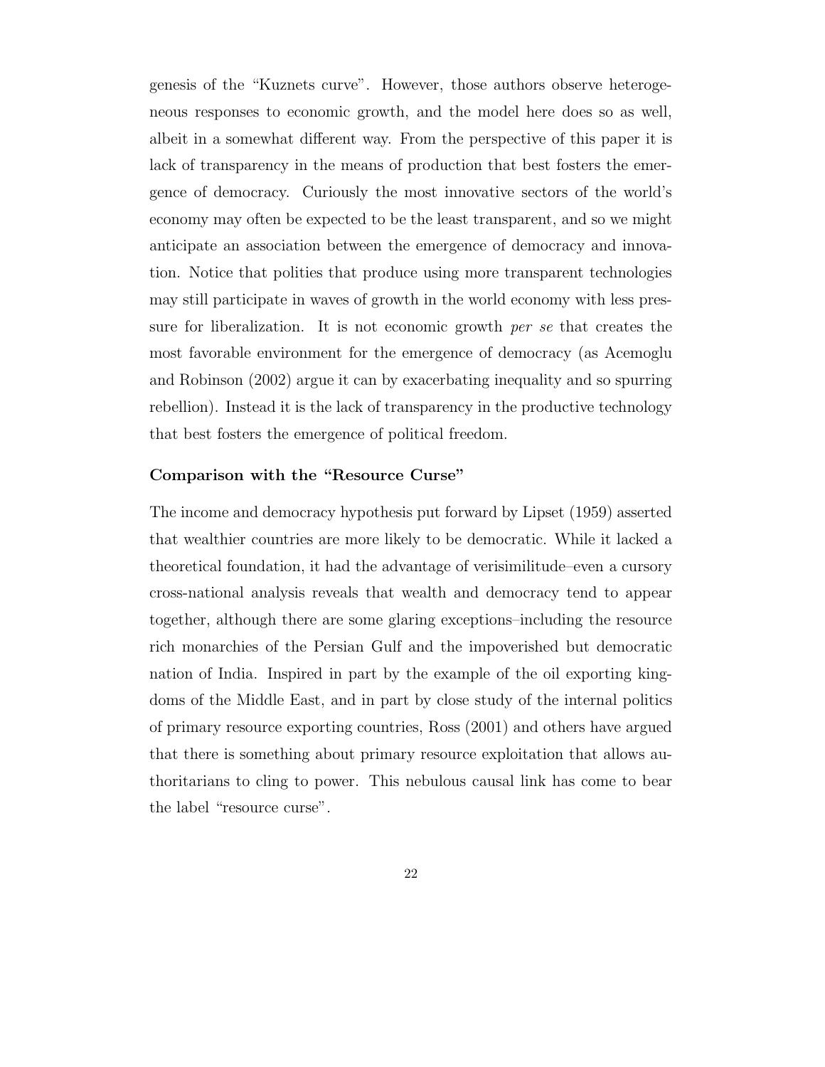genesis of the "Kuznets curve". However, those authors observe heterogeneous responses to economic growth, and the model here does so as well, albeit in a somewhat different way. From the perspective of this paper it is lack of transparency in the means of production that best fosters the emergence of democracy. Curiously the most innovative sectors of the world's economy may often be expected to be the least transparent, and so we might anticipate an association between the emergence of democracy and innovation. Notice that polities that produce using more transparent technologies may still participate in waves of growth in the world economy with less pressure for liberalization. It is not economic growth *per se* that creates the most favorable environment for the emergence of democracy (as Acemoglu and Robinson (2002) argue it can by exacerbating inequality and so spurring rebellion). Instead it is the lack of transparency in the productive technology that best fosters the emergence of political freedom.

### Comparison with the "Resource Curse"

The income and democracy hypothesis put forward by Lipset (1959) asserted that wealthier countries are more likely to be democratic. While it lacked a theoretical foundation, it had the advantage of verisimilitude–even a cursory cross-national analysis reveals that wealth and democracy tend to appear together, although there are some glaring exceptions–including the resource rich monarchies of the Persian Gulf and the impoverished but democratic nation of India. Inspired in part by the example of the oil exporting kingdoms of the Middle East, and in part by close study of the internal politics of primary resource exporting countries, Ross (2001) and others have argued that there is something about primary resource exploitation that allows authoritarians to cling to power. This nebulous causal link has come to bear the label "resource curse".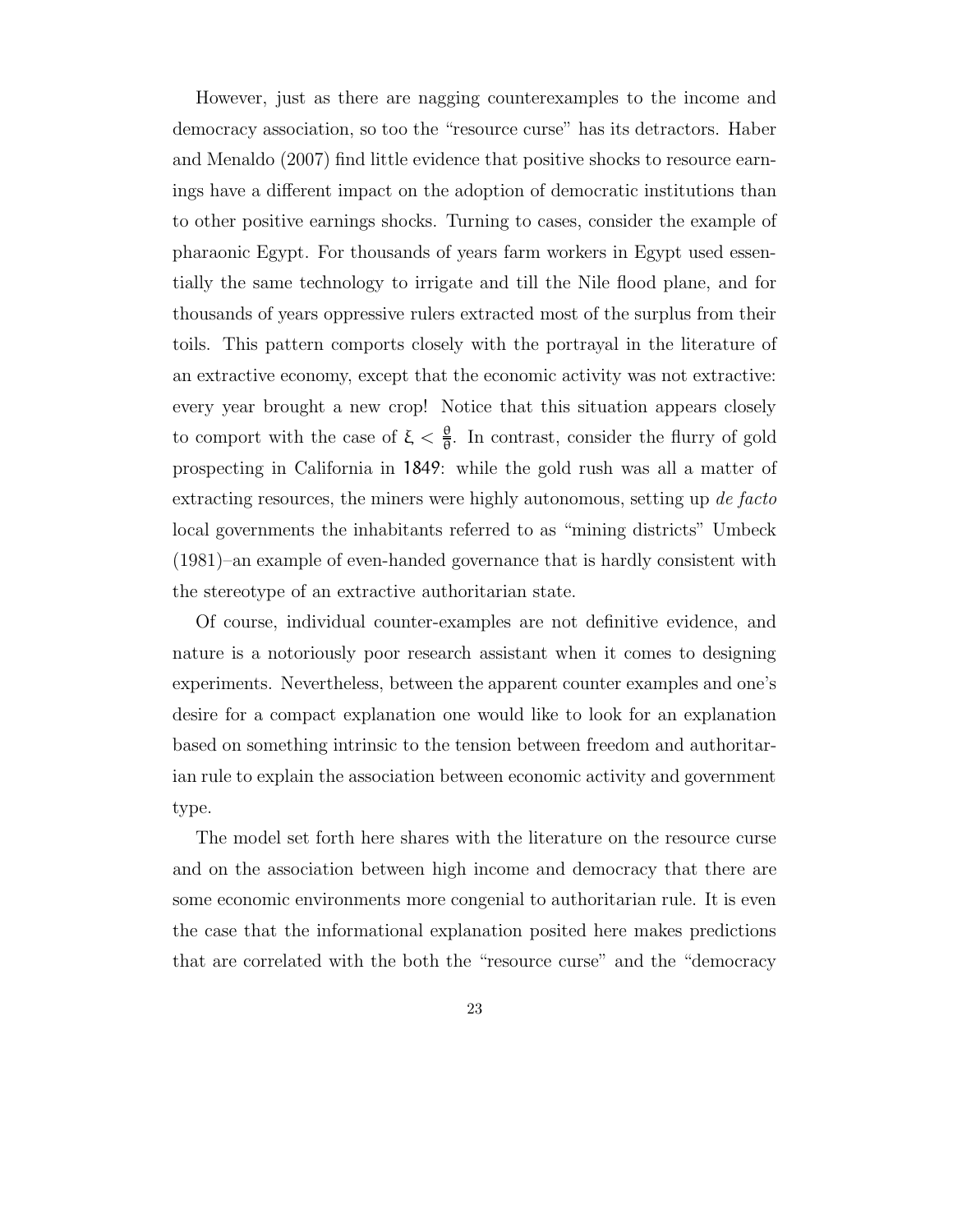However, just as there are nagging counterexamples to the income and democracy association, so too the "resource curse" has its detractors. Haber and Menaldo (2007) find little evidence that positive shocks to resource earnings have a different impact on the adoption of democratic institutions than to other positive earnings shocks. Turning to cases, consider the example of pharaonic Egypt. For thousands of years farm workers in Egypt used essentially the same technology to irrigate and till the Nile flood plane, and for thousands of years oppressive rulers extracted most of the surplus from their toils. This pattern comports closely with the portrayal in the literature of an extractive economy, except that the economic activity was not extractive: every year brought a new crop! Notice that this situation appears closely to comport with the case of $\xi < \frac{\varrho}{\theta}$. In contrast, consider the flurry of gold prospecting in California in 1849: while the gold rush was all a matter of extracting resources, the miners were highly autonomous, setting up *de facto* local governments the inhabitants referred to as "mining districts" Umbeck (1981)–an example of even-handed governance that is hardly consistent with the stereotype of an extractive authoritarian state.

Of course, individual counter-examples are not definitive evidence, and nature is a notoriously poor research assistant when it comes to designing experiments. Nevertheless, between the apparent counter examples and one's desire for a compact explanation one would like to look for an explanation based on something intrinsic to the tension between freedom and authoritarian rule to explain the association between economic activity and government type.

The model set forth here shares with the literature on the resource curse and on the association between high income and democracy that there are some economic environments more congenial to authoritarian rule. It is even the case that the informational explanation posited here makes predictions that are correlated with the both the "resource curse" and the "democracy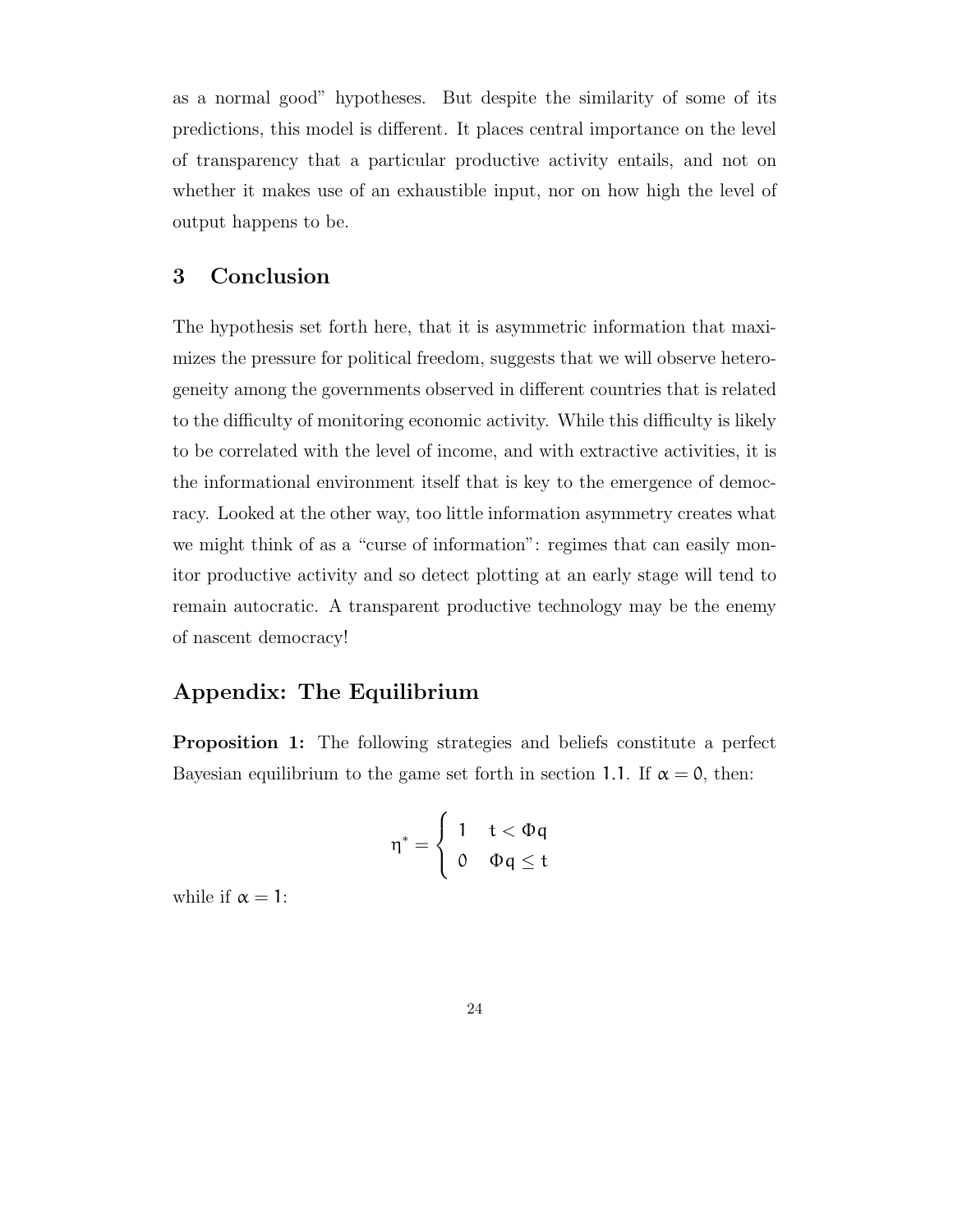as a normal good" hypotheses. But despite the similarity of some of its predictions, this model is different. It places central importance on the level of transparency that a particular productive activity entails, and not on whether it makes use of an exhaustible input, nor on how high the level of output happens to be.

## 3 Conclusion

The hypothesis set forth here, that it is asymmetric information that maximizes the pressure for political freedom, suggests that we will observe heterogeneity among the governments observed in different countries that is related to the difficulty of monitoring economic activity. While this difficulty is likely to be correlated with the level of income, and with extractive activities, it is the informational environment itself that is key to the emergence of democracy. Looked at the other way, too little information asymmetry creates what we might think of as a "curse of information": regimes that can easily monitor productive activity and so detect plotting at an early stage will tend to remain autocratic. A transparent productive technology may be the enemy of nascent democracy!

## Appendix: The Equilibrium

**Proposition 1:** The following strategies and beliefs constitute a perfect Bayesian equilibrium to the game set forth in section 1.1. If $\alpha = 0$, then:

$$\eta^* = \begin{cases} 1 & t < \Phi q \\ 0 & \Phi q \leq t \end{cases}$$

while if $\alpha = 1$: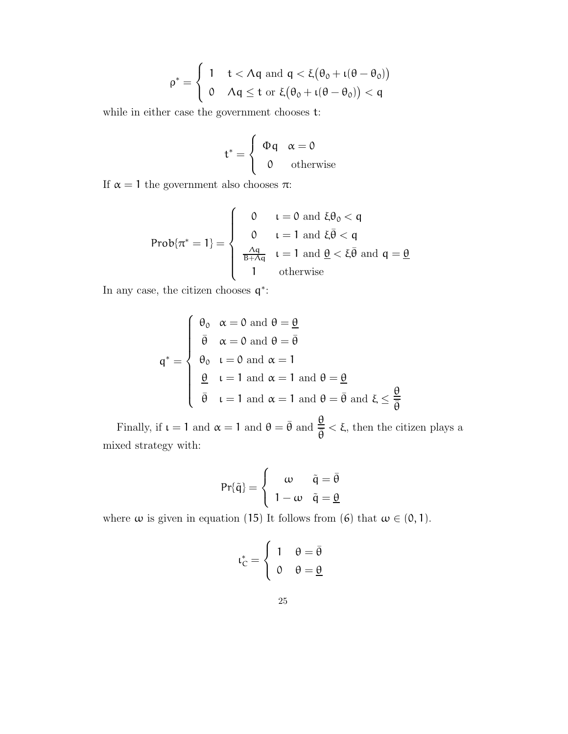$$
\rho^* = \begin{cases} 1 & t < \Lambda q \text{ and } q < \xi\big(\theta_0 + \iota(\theta - \theta_0)\big) \\ 0 & \Lambda q \leq t \text{ or } \xi\big(\theta_0 + \iota(\theta - \theta_0)\big) < q \end{cases}
$$

while in either case the government chooses $t$:

$$
t^* = \begin{cases} \Phi q & \alpha = 0 \\ 0 & \text{otherwise} \end{cases}
$$

If $\alpha = 1$ the government also chooses $\pi$:

$$
\mathsf{Prob}\{\pi^* = 1\} = \begin{cases} 0 & \iota = 0 \text{ and } \xi\theta_0 < q \\ 0 & \iota = 1 \text{ and } \xi\bar{\theta} < q \\ \frac{\Lambda q}{B + \Lambda q} & \iota = 1 \text{ and } \underline{\theta} < \xi\bar{\theta} \text{ and } q = \underline{\theta} \\ 1 & \text{otherwise} \end{cases}
$$

In any case, the citizen chooses $q^*$:

$$
q^* = \begin{cases} \theta_0 & \alpha = 0 \text{ and } \theta = \underline{\theta} \\ \bar{\theta} & \alpha = 0 \text{ and } \theta = \bar{\theta} \\ \theta_0 & \iota = 0 \text{ and } \alpha = 1 \\ \underline{\theta} & \iota = 1 \text{ and } \alpha = 1 \text{ and } \theta = \underline{\theta} \\ \bar{\theta} & \iota = 1 \text{ and } \alpha = 1 \text{ and } \theta = \bar{\theta} \text{ and } \xi \leq \dfrac{\underline{\theta}}{\bar{\theta}} \end{cases}
$$

Finally, if $\iota = 1$ and $\alpha = 1$ and $\theta = \bar{\theta}$ and $\dfrac{\underline{\theta}}{\bar{\theta}} < \xi$, then the citizen plays a mixed strategy with:

$$
\mathsf{Pr}\{\tilde{q}\} = \begin{cases} \omega & \tilde{q} = \bar{\theta} \\ 1 - \omega & \tilde{q} = \underline{\theta} \end{cases}
$$

where $\omega$ is given in equation (15) It follows from (6) that $\omega \in (0, 1)$.

$$
\iota_C^* = \begin{cases} 1 & \theta = \bar{\theta} \\ 0 & \theta = \underline{\theta} \end{cases}
$$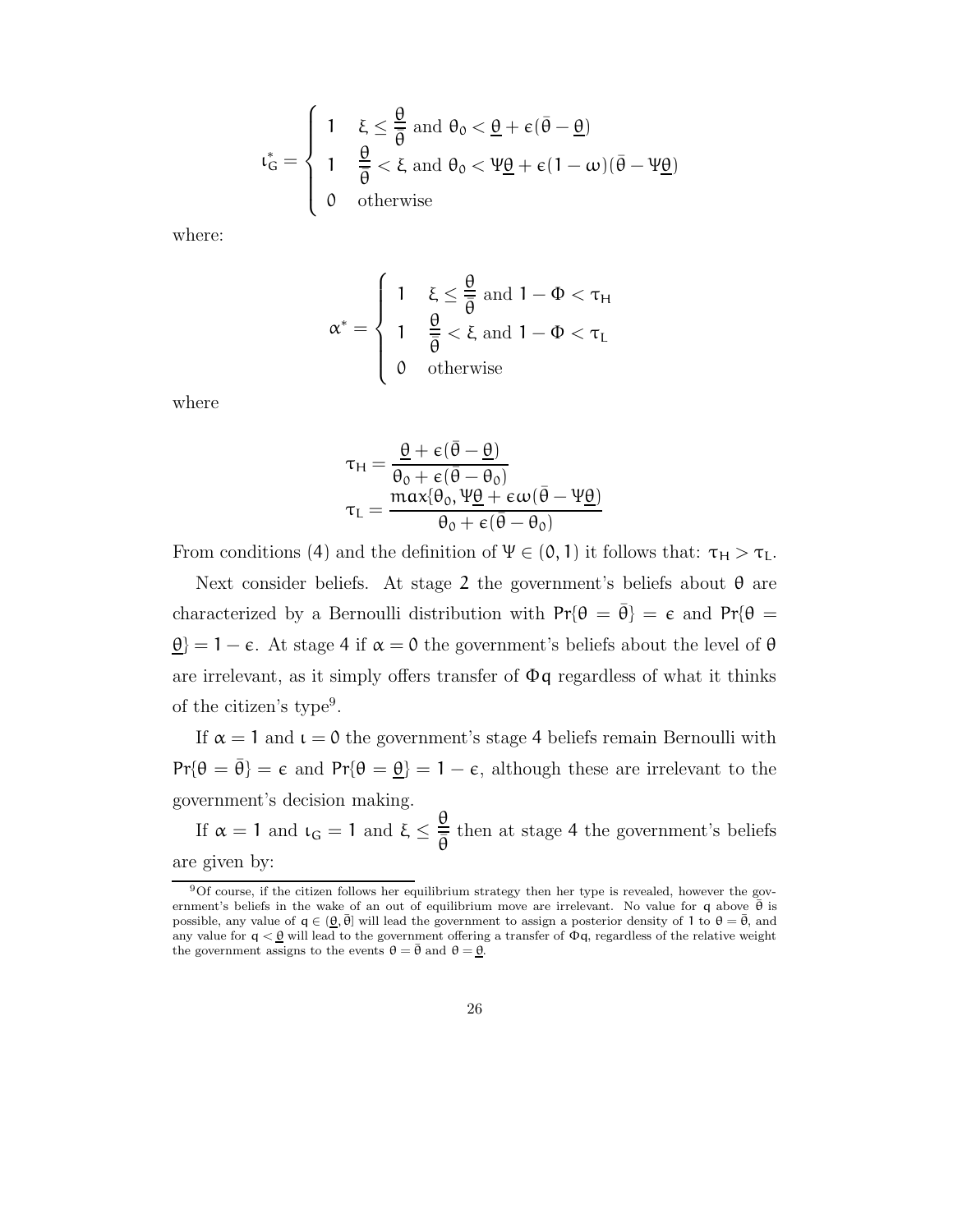$$\iota_G^* = \begin{cases} 1 & \xi \leq \dfrac{\underline{\theta}}{\bar{\theta}} \text{ and } \theta_0 < \underline{\theta} + \epsilon(\bar{\theta} - \underline{\theta}) \\ 1 & \dfrac{\underline{\theta}}{\bar{\theta}} < \xi \text{ and } \theta_0 < \Psi\underline{\theta} + \epsilon(1-\omega)(\bar{\theta} - \Psi\underline{\theta}) \\ 0 & \text{otherwise} \end{cases}$$

where:

$$\alpha^* = \begin{cases} 1 & \xi \leq \dfrac{\underline{\theta}}{\bar{\theta}} \text{ and } 1 - \Phi < \tau_H \\ 1 & \dfrac{\underline{\theta}}{\bar{\theta}} < \xi \text{ and } 1 - \Phi < \tau_L \\ 0 & \text{otherwise} \end{cases}$$

where

$$\tau_H = \frac{\underline{\theta} + \epsilon(\bar{\theta} - \underline{\theta})}{\theta_0 + \epsilon(\bar{\theta} - \theta_0)}$$
$$\tau_L = \frac{max\{\theta_0, \Psi\underline{\theta} + \epsilon\omega(\bar{\theta} - \Psi\underline{\theta})}{\theta_0 + \epsilon(\bar{\theta} - \theta_0)}$$

From conditions (4) and the definition of $\Psi \in (0, 1)$ it follows that: $\tau_H > \tau_L$.

Next consider beliefs. At stage 2 the government's beliefs about $\theta$ are characterized by a Bernoulli distribution with $Pr\{\theta = \bar{\theta}\} = \epsilon$ and $Pr\{\theta = \underline{\theta}\} = 1 - \epsilon$. At stage 4 if $\alpha = 0$ the government's beliefs about the level of $\theta$ are irrelevant, as it simply offers transfer of $\Phi q$ regardless of what it thinks of the citizen's type[9].

If $\alpha = 1$ and $\iota = 0$ the government's stage 4 beliefs remain Bernoulli with $Pr\{\theta = \bar{\theta}\} = \epsilon$ and $Pr\{\theta = \underline{\theta}\} = 1 - \epsilon$, although these are irrelevant to the government's decision making.

If $\alpha = 1$ and $\iota_G = 1$ and $\xi \leq \dfrac{\underline{\theta}}{\bar{\theta}}$ then at stage 4 the government's beliefs are given by:

[9] Of course, if the citizen follows her equilibrium strategy then her type is revealed, however the government's beliefs in the wake of an out of equilibrium move are irrelevant. No value for $q$ above $\bar{\theta}$ is possible, any value of $q \in (\underline{\theta}, \bar{\theta}]$ will lead the government to assign a posterior density of 1 to $\theta = \bar{\theta}$, and any value for $q < \underline{\theta}$ will lead to the government offering a transfer of $\Phi q$, regardless of the relative weight the government assigns to the events $\theta = \bar{\theta}$ and $\theta = \underline{\theta}$.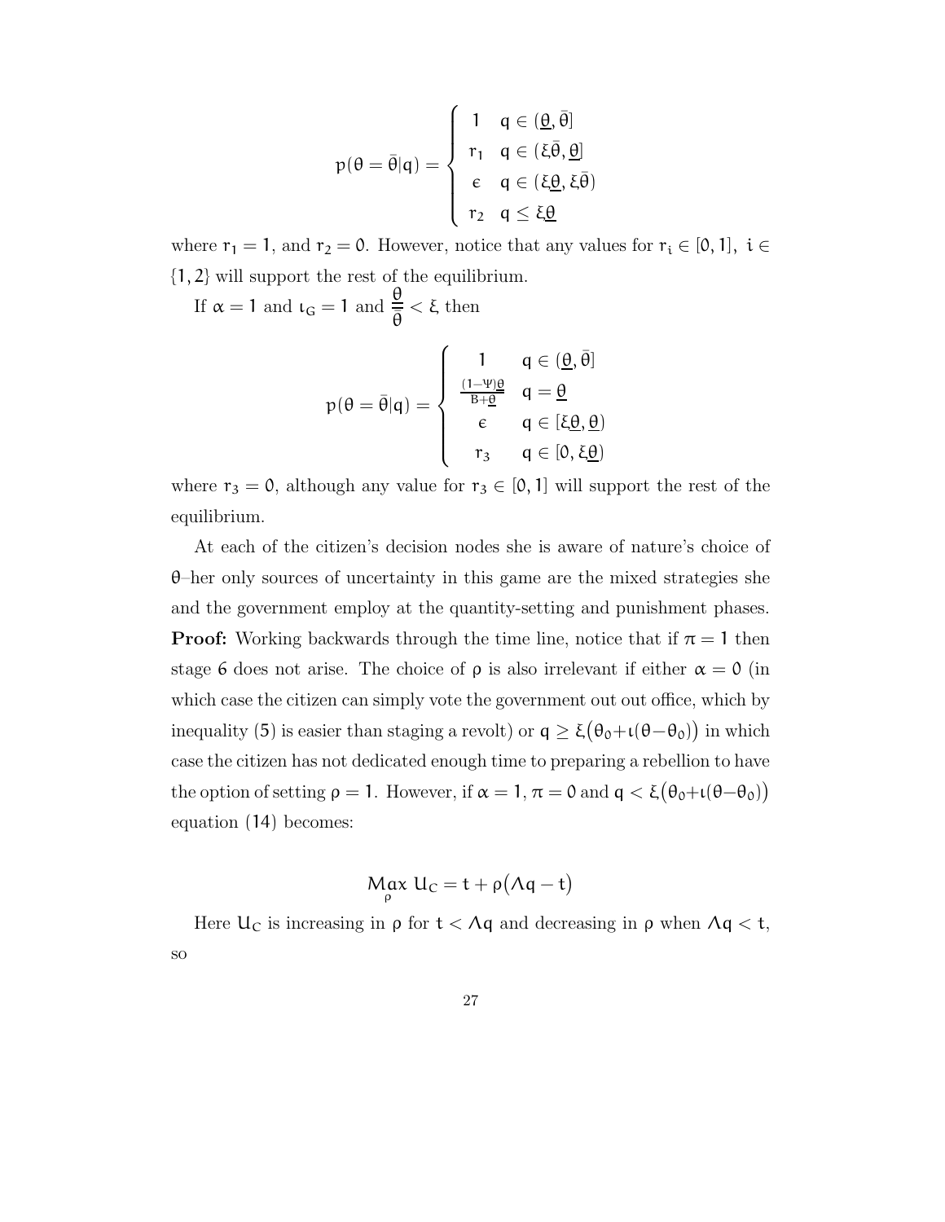$$p(\theta = \bar{\theta}|q) = \begin{cases} 1 & q \in (\underline{\theta}, \bar{\theta}] \\ r_1 & q \in (\xi\bar{\theta}, \underline{\theta}] \\ \epsilon & q \in (\xi\underline{\theta}, \xi\bar{\theta}) \\ r_2 & q \leq \xi\underline{\theta} \end{cases}$$

where $r_1 = 1$, and $r_2 = 0$. However, notice that any values for $r_i \in [0, 1],\ i \in \{1, 2\}$ will support the rest of the equilibrium.

If $\alpha = 1$ and $\iota_G = 1$ and $\frac{\underline{\theta}}{\bar{\theta}} < \xi$, then

$$p(\theta = \bar{\theta}|q) = \begin{cases} 1 & q \in (\underline{\theta}, \bar{\theta}] \\ \frac{(1-\Psi)\underline{\theta}}{B+\underline{\theta}} & q = \underline{\theta} \\ \epsilon & q \in [\xi\underline{\theta}, \underline{\theta}) \\ r_3 & q \in [0, \xi\underline{\theta}) \end{cases}$$

where $r_3 = 0$, although any value for $r_3 \in [0, 1]$ will support the rest of the equilibrium.

At each of the citizen's decision nodes she is aware of nature's choice of $\theta$–her only sources of uncertainty in this game are the mixed strategies she and the government employ at the quantity-setting and punishment phases.

**Proof:** Working backwards through the time line, notice that if $\pi = 1$ then stage 6 does not arise. The choice of $\rho$ is also irrelevant if either $\alpha = 0$ (in which case the citizen can simply vote the government out out office, which by inequality (5) is easier than staging a revolt) or $q \geq \xi\big(\theta_0 + \iota(\theta - \theta_0)\big)$ in which case the citizen has not dedicated enough time to preparing a rebellion to have the option of setting $\rho = 1$. However, if $\alpha = 1$, $\pi = 0$ and $q < \xi\big(\theta_0 + \iota(\theta - \theta_0)\big)$ equation (14) becomes:

$$\underset{\rho}{Max}\ U_C = t + \rho\big(\Lambda q - t\big)$$

Here $U_C$ is increasing in $\rho$ for $t < \Lambda q$ and decreasing in $\rho$ when $\Lambda q < t$, so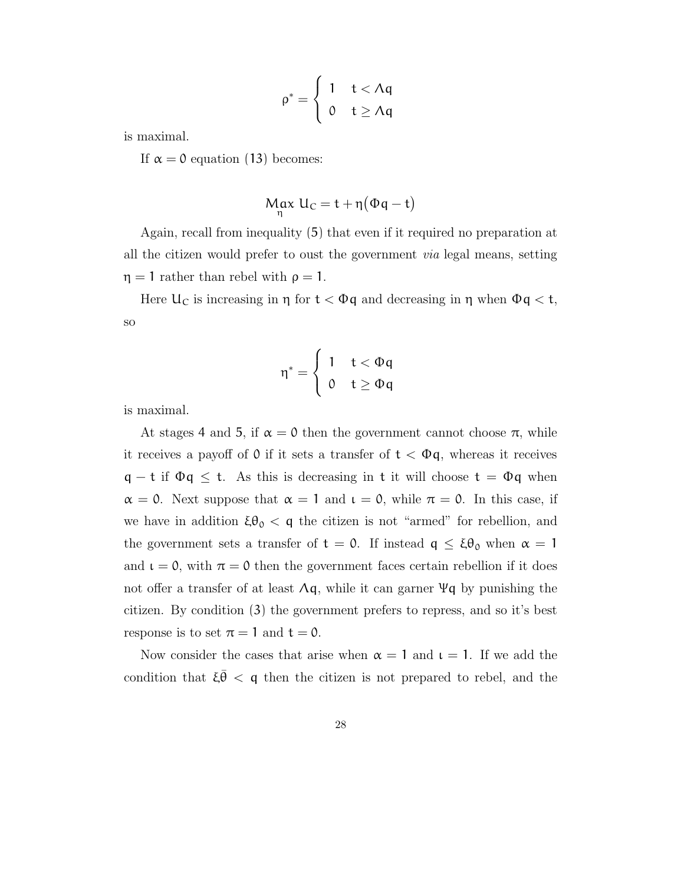$$\rho^* = \begin{cases} 1 & t < \Lambda q \\ 0 & t \geq \Lambda q \end{cases}$$

is maximal.

If $\alpha = 0$ equation (13) becomes:

$$\underset{\eta}{Max}\ U_C = t + \eta\big(\Phi q - t\big)$$

Again, recall from inequality (5) that even if it required no preparation at all the citizen would prefer to oust the government *via* legal means, setting $\eta = 1$ rather than rebel with $\rho = 1$.

Here $U_C$ is increasing in $\eta$ for $t < \Phi q$ and decreasing in $\eta$ when $\Phi q < t$, so

$$\eta^* = \begin{cases} 1 & t < \Phi q \\ 0 & t \geq \Phi q \end{cases}$$

is maximal.

At stages 4 and 5, if $\alpha = 0$ then the government cannot choose $\pi$, while it receives a payoff of $0$ if it sets a transfer of $t < \Phi q$, whereas it receives $q - t$ if $\Phi q \leq t$. As this is decreasing in $t$ it will choose $t = \Phi q$ when $\alpha = 0$. Next suppose that $\alpha = 1$ and $\iota = 0$, while $\pi = 0$. In this case, if we have in addition $\xi\theta_0 < q$ the citizen is not "armed" for rebellion, and the government sets a transfer of $t = 0$. If instead $q \leq \xi\theta_0$ when $\alpha = 1$ and $\iota = 0$, with $\pi = 0$ then the government faces certain rebellion if it does not offer a transfer of at least $\Lambda q$, while it can garner $\Psi q$ by punishing the citizen. By condition (3) the government prefers to repress, and so it's best response is to set $\pi = 1$ and $t = 0$.

Now consider the cases that arise when $\alpha = 1$ and $\iota = 1$. If we add the condition that $\xi\bar{\theta} < q$ then the citizen is not prepared to rebel, and the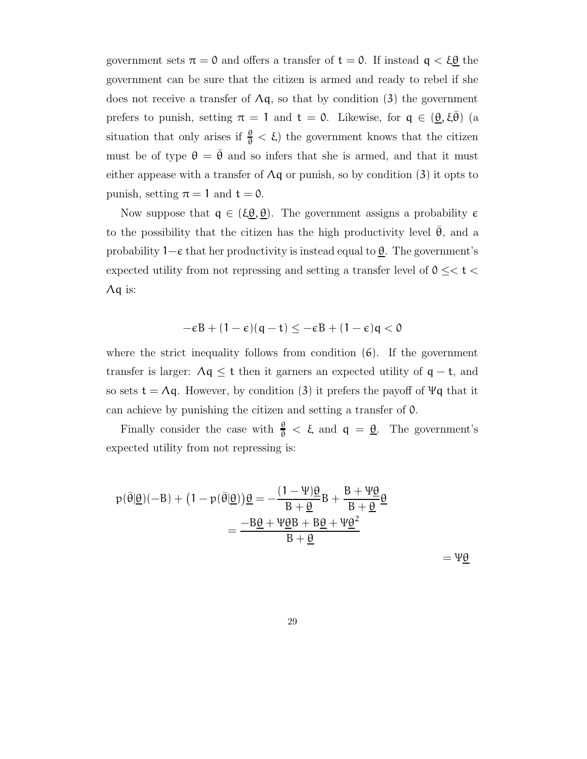government sets $\pi = 0$ and offers a transfer of $t = 0$. If instead $q < \xi\underline{\theta}$ the government can be sure that the citizen is armed and ready to rebel if she does not receive a transfer of $\Lambda q$, so that by condition (3) the government prefers to punish, setting $\pi = 1$ and $t = 0$. Likewise, for $q \in (\underline{\theta}, \xi\bar{\theta})$ (a situation that only arises if $\frac{\underline{\theta}}{\bar{\theta}} < \xi$) the government knows that the citizen must be of type $\theta = \bar{\theta}$ and so infers that she is armed, and that it must either appease with a transfer of $\Lambda q$ or punish, so by condition (3) it opts to punish, setting $\pi = 1$ and $t = 0$.

Now suppose that $q \in (\xi\underline{\theta}, \underline{\theta})$. The government assigns a probability $\epsilon$ to the possibility that the citizen has the high productivity level $\bar{\theta}$, and a probability $1-\epsilon$ that her productivity is instead equal to $\underline{\theta}$. The government's expected utility from not repressing and setting a transfer level of $0 \leq << t < \Lambda q$ is:

$$-\epsilon B + (1-\epsilon)(q-t) \leq -\epsilon B + (1-\epsilon)q < 0$$

where the strict inequality follows from condition (6). If the government transfer is larger: $\Lambda q \leq t$ then it garners an expected utility of $q - t$, and so sets $t = \Lambda q$. However, by condition (3) it prefers the payoff of $\Psi q$ that it can achieve by punishing the citizen and setting a transfer of $0$.

Finally consider the case with $\frac{\underline{\theta}}{\bar{\theta}} < \xi$ and $q = \underline{\theta}$. The government's expected utility from not repressing is:

$$\begin{aligned}
p(\bar{\theta}|\underline{\theta})(-B) + \left(1 - p(\bar{\theta}|\underline{\theta})\right)\underline{\theta} &= -\frac{(1-\Psi)\underline{\theta}}{B+\underline{\theta}}B + \frac{B+\Psi\underline{\theta}}{B+\underline{\theta}}\underline{\theta} \\
&= \frac{-B\underline{\theta} + \Psi\underline{\theta}B + B\underline{\theta} + \Psi\underline{\theta}^2}{B+\underline{\theta}} \\
&= \Psi\underline{\theta}
\end{aligned}$$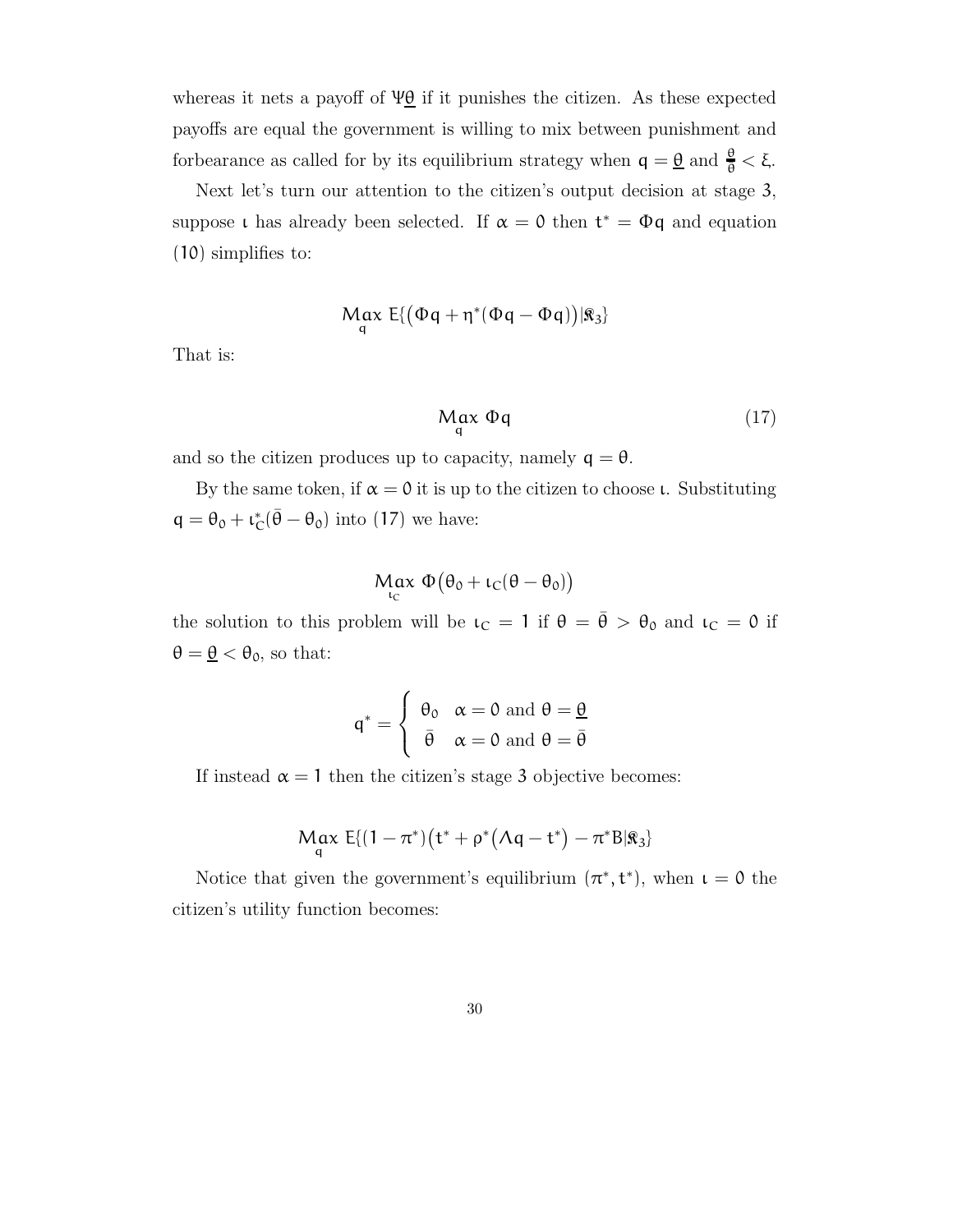whereas it nets a payoff of $\Psi\underline{\theta}$ if it punishes the citizen. As these expected payoffs are equal the government is willing to mix between punishment and forbearance as called for by its equilibrium strategy when $q = \underline{\theta}$ and $\frac{\underline{\theta}}{\bar{\theta}} < \xi$.

Next let's turn our attention to the citizen's output decision at stage 3, suppose $\iota$ has already been selected. If $\alpha = 0$ then $t^* = \Phi q$ and equation (10) simplifies to:

$$\underset{q}{\text{Max}}\ E\{(\Phi q + \eta^*(\Phi q - \Phi q))|\Re_3\}$$

That is:

$$\underset{q}{\text{Max}}\ \Phi q \tag{17}$$

and so the citizen produces up to capacity, namely $q = \theta$.

By the same token, if $\alpha = 0$ it is up to the citizen to choose $\iota$. Substituting $q = \theta_0 + \iota_C^*(\bar{\theta} - \theta_0)$ into (17) we have:

$$\underset{\iota_C}{\text{Max}}\ \Phi\big(\theta_0 + \iota_C(\theta - \theta_0)\big)$$

the solution to this problem will be $\iota_C = 1$ if $\theta = \bar{\theta} > \theta_0$ and $\iota_C = 0$ if $\theta = \underline{\theta} < \theta_0$, so that:

$$q^* = \begin{cases} \theta_0 & \alpha = 0 \text{ and } \theta = \underline{\theta} \\ \bar{\theta} & \alpha = 0 \text{ and } \theta = \bar{\theta} \end{cases}$$

If instead $\alpha = 1$ then the citizen's stage 3 objective becomes:

$$\underset{q}{\text{Max}}\ E\{(1 - \pi^*)\big(t^* + \rho^*(\Lambda q - t^*)\big) - \pi^* B|\Re_3\}$$

Notice that given the government's equilibrium $(\pi^*, t^*)$, when $\iota = 0$ the citizen's utility function becomes: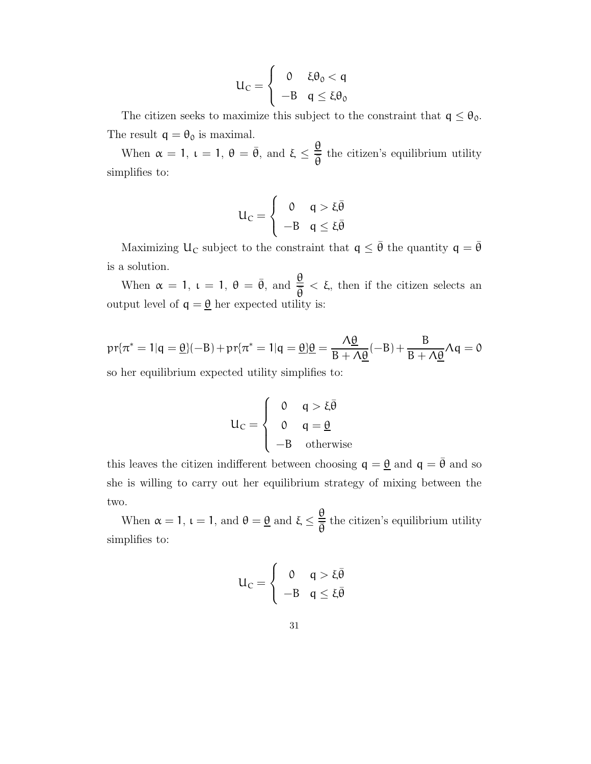$$U_C = \begin{cases} 0 & \xi\theta_0 < q \\ -B & q \leq \xi\theta_0 \end{cases}$$

The citizen seeks to maximize this subject to the constraint that $q \leq \theta_0$. The result $q = \theta_0$ is maximal.

When $\alpha = 1$, $\iota = 1$, $\theta = \bar{\theta}$, and $\xi \leq \frac{\underline{\theta}}{\bar{\theta}}$ the citizen's equilibrium utility simplifies to:

$$U_C = \begin{cases} 0 & q > \xi\bar{\theta} \\ -B & q \leq \xi\bar{\theta} \end{cases}$$

Maximizing $U_C$ subject to the constraint that $q \leq \bar{\theta}$ the quantity $q = \bar{\theta}$ is a solution.

When $\alpha = 1$, $\iota = 1$, $\theta = \bar{\theta}$, and $\frac{\underline{\theta}}{\bar{\theta}} < \xi$, then if the citizen selects an output level of $q = \underline{\theta}$ her expected utility is:

$$pr\{\pi^* = 1|q = \underline{\theta}\}(-B) + pr\{\pi^* = 1|q = \underline{\theta}\}\underline{\theta} = \frac{\Lambda\underline{\theta}}{B + \Lambda\underline{\theta}}(-B) + \frac{B}{B + \Lambda\underline{\theta}}\Lambda q = 0$$

so her equilibrium expected utility simplifies to:

$$U_C = \begin{cases} 0 & q > \xi\bar{\theta} \\ 0 & q = \underline{\theta} \\ -B & \text{otherwise} \end{cases}$$

this leaves the citizen indifferent between choosing $q = \underline{\theta}$ and $q = \bar{\theta}$ and so she is willing to carry out her equilibrium strategy of mixing between the two.

When $\alpha = 1$, $\iota = 1$, and $\theta = \underline{\theta}$ and $\xi \leq \frac{\underline{\theta}}{\bar{\theta}}$ the citizen's equilibrium utility simplifies to:

$$U_C = \begin{cases} 0 & q > \xi\bar{\theta} \\ -B & q \leq \xi\bar{\theta} \end{cases}$$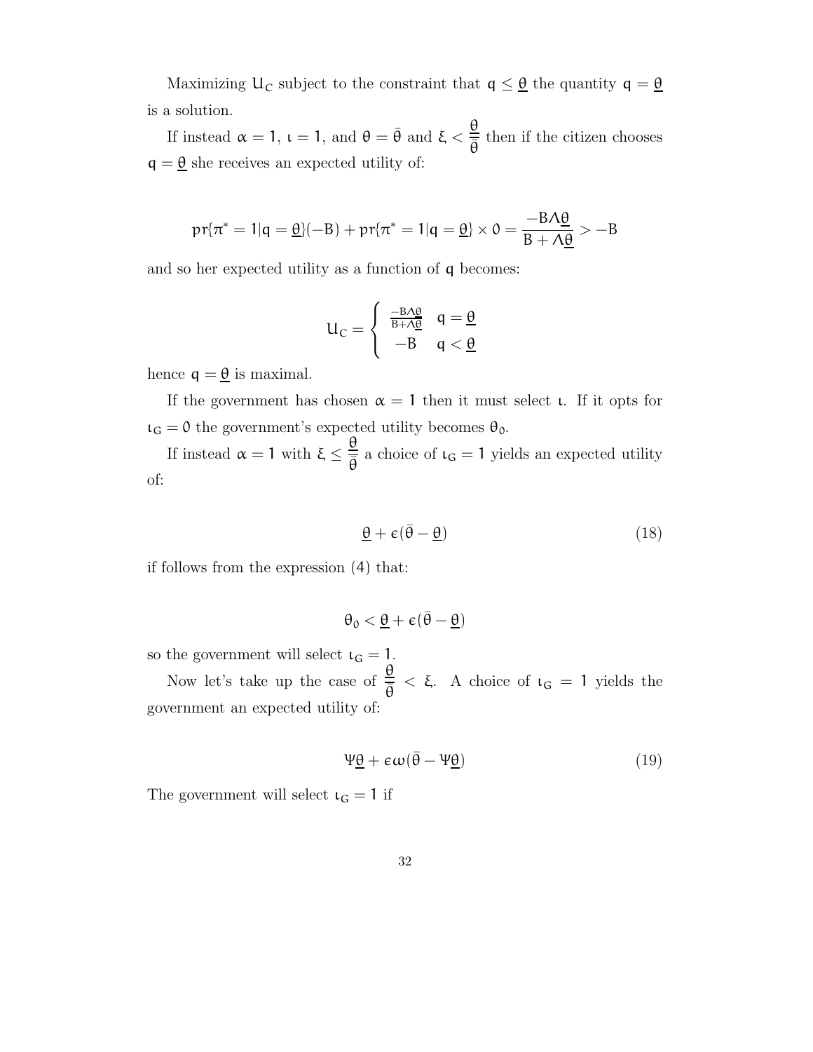Maximizing $U_C$ subject to the constraint that $q \leq \underline{\theta}$ the quantity $q = \underline{\theta}$ is a solution.

If instead $\alpha = 1$, $\iota = 1$, and $\theta = \bar{\theta}$ and $\xi < \frac{\underline{\theta}}{\bar{\theta}}$ then if the citizen chooses $q = \underline{\theta}$ she receives an expected utility of:

$$\text{pr}\{\pi^* = 1 | q = \underline{\theta}\}(-B) + \text{pr}\{\pi^* = 1 | q = \underline{\theta}\} \times 0 = \frac{-B\Lambda\underline{\theta}}{B + \Lambda\underline{\theta}} > -B$$

and so her expected utility as a function of $q$ becomes:

$$U_C = \begin{cases} \frac{-B\Lambda\theta}{B+\Lambda\underline{\theta}} & q = \underline{\theta} \\ -B & q < \underline{\theta} \end{cases}$$

hence $q = \underline{\theta}$ is maximal.

If the government has chosen $\alpha = 1$ then it must select $\iota$. If it opts for $\iota_G = 0$ the government's expected utility becomes $\theta_0$.

If instead $\alpha = 1$ with $\xi \leq \frac{\underline{\theta}}{\bar{\theta}}$ a choice of $\iota_G = 1$ yields an expected utility of:

$$\underline{\theta} + \epsilon(\bar{\theta} - \underline{\theta}) \tag{18}$$

if follows from the expression (4) that:

$$\theta_0 < \underline{\theta} + \epsilon(\bar{\theta} - \underline{\theta})$$

so the government will select $\iota_G = 1$.

Now let's take up the case of $\frac{\underline{\theta}}{\bar{\theta}} < \xi$. A choice of $\iota_G = 1$ yields the government an expected utility of:

$$\Psi\underline{\theta} + \epsilon\omega(\bar{\theta} - \Psi\underline{\theta}) \tag{19}$$

The government will select $\iota_G = 1$ if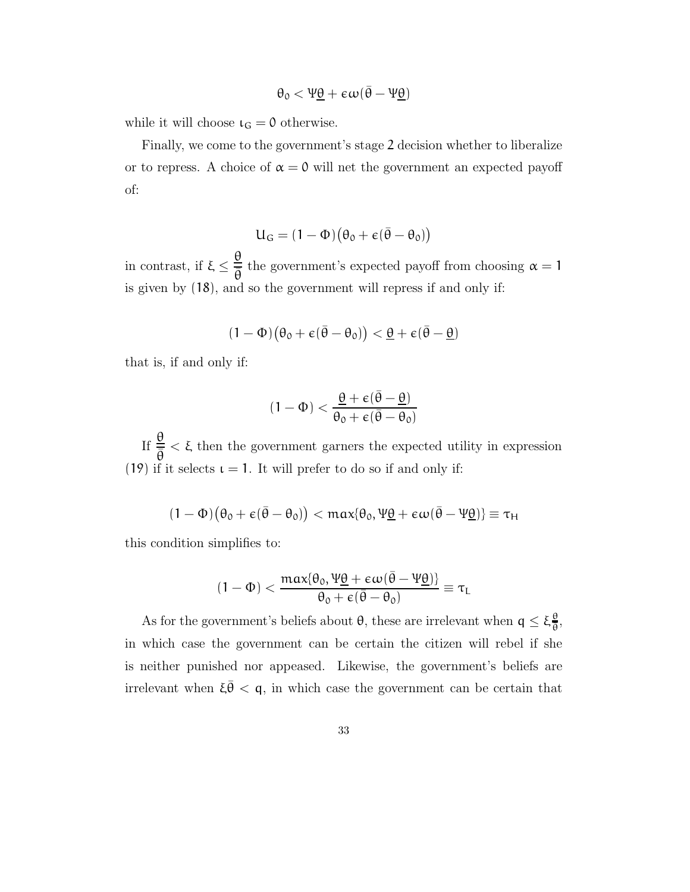$$\theta_0 < \Psi\underline{\theta} + \epsilon\omega(\bar{\theta} - \Psi\underline{\theta})$$

while it will choose $\iota_G = 0$ otherwise.

Finally, we come to the government's stage 2 decision whether to liberalize or to repress. A choice of $\alpha = 0$ will net the government an expected payoff of:

$$U_G = (1 - \Phi)\big(\theta_0 + \epsilon(\bar{\theta} - \theta_0)\big)$$

in contrast, if $\xi \leq \frac{\underline{\theta}}{\bar{\theta}}$ the government's expected payoff from choosing $\alpha = 1$ is given by (18), and so the government will repress if and only if:

$$(1 - \Phi)\big(\theta_0 + \epsilon(\bar{\theta} - \theta_0)\big) < \underline{\theta} + \epsilon(\bar{\theta} - \underline{\theta})$$

that is, if and only if:

$$(1 - \Phi) < \frac{\underline{\theta} + \epsilon(\bar{\theta} - \underline{\theta})}{\theta_0 + \epsilon(\bar{\theta} - \theta_0)}$$

If $\frac{\underline{\theta}}{\bar{\theta}} < \xi$ then the government garners the expected utility in expression (19) if it selects $\iota = 1$. It will prefer to do so if and only if:

$$(1 - \Phi)\big(\theta_0 + \epsilon(\bar{\theta} - \theta_0)\big) < \max\{\theta_0, \Psi\underline{\theta} + \epsilon\omega(\bar{\theta} - \Psi\underline{\theta})\} \equiv \tau_H$$

this condition simplifies to:

$$(1 - \Phi) < \frac{\max\{\theta_0, \Psi\underline{\theta} + \epsilon\omega(\bar{\theta} - \Psi\underline{\theta})\}}{\theta_0 + \epsilon(\bar{\theta} - \theta_0)} \equiv \tau_L$$

As for the government's beliefs about $\theta$, these are irrelevant when $q \leq \xi\frac{\underline{\theta}}{\bar{\theta}}$, in which case the government can be certain the citizen will rebel if she is neither punished nor appeased. Likewise, the government's beliefs are irrelevant when $\xi\bar{\theta} < q$, in which case the government can be certain that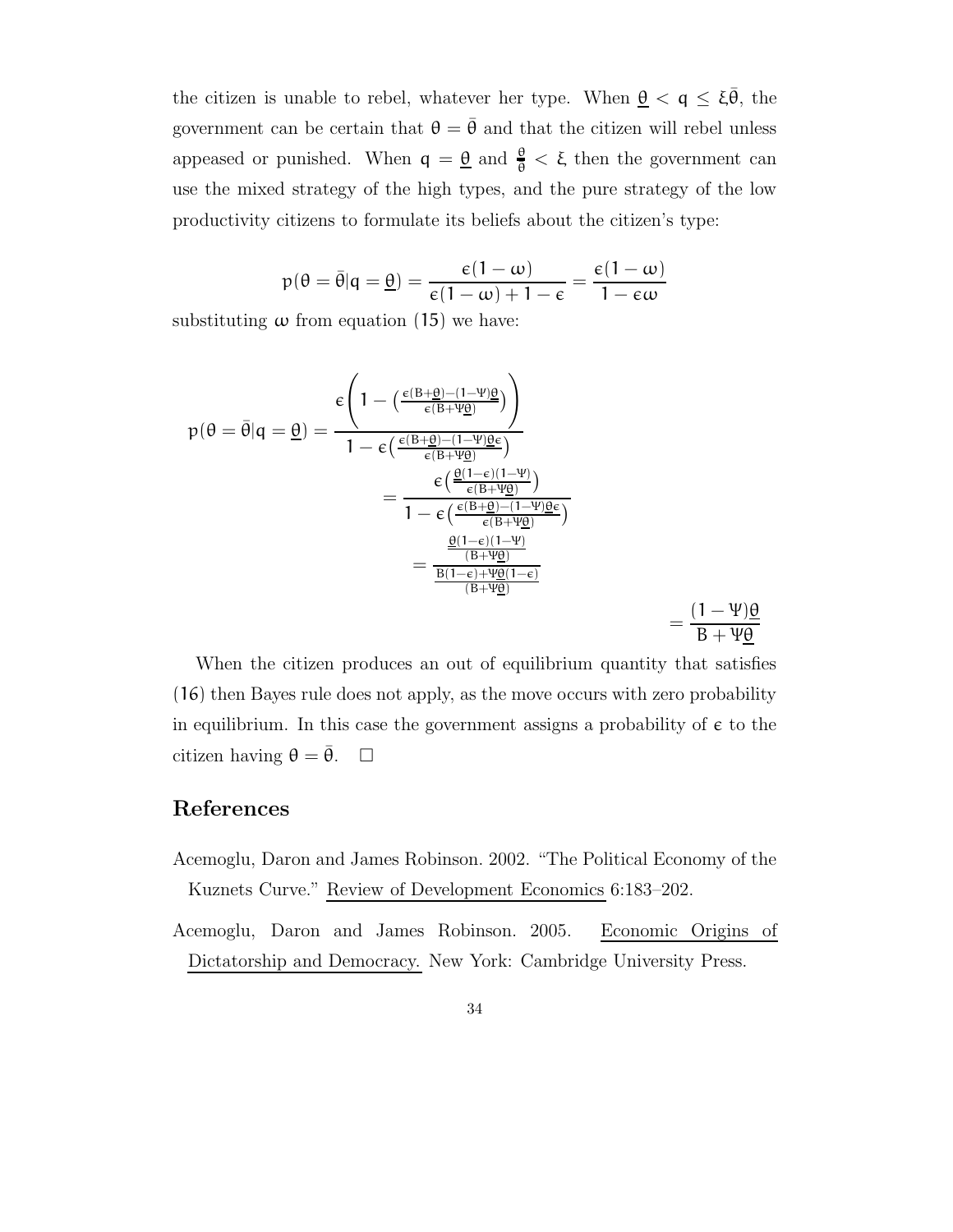the citizen is unable to rebel, whatever her type. When $\underline{\theta} < q \leq \xi\bar{\theta}$, the government can be certain that $\theta = \bar{\theta}$ and that the citizen will rebel unless appeased or punished. When $q = \underline{\theta}$ and $\frac{\underline{\theta}}{\bar{\theta}} < \xi$, then the government can use the mixed strategy of the high types, and the pure strategy of the low productivity citizens to formulate its beliefs about the citizen's type:

$$p(\theta = \bar{\theta}|q = \underline{\theta}) = \frac{\epsilon(1-\omega)}{\epsilon(1-\omega)+1-\epsilon} = \frac{\epsilon(1-\omega)}{1-\epsilon\omega}$$

substituting $\omega$ from equation (15) we have:

$$p(\theta = \bar{\theta}|q = \underline{\theta}) = \frac{\epsilon\left(1 - \left(\frac{\epsilon(B+\underline{\theta})-(1-\Psi)\underline{\theta}}{\epsilon(B+\Psi\underline{\theta})}\right)\right)}{1-\epsilon\left(\frac{\epsilon(B+\underline{\theta})-(1-\Psi)\underline{\theta}\epsilon}{\epsilon(B+\Psi\underline{\theta})}\right)}$$

$$= \frac{\epsilon\left(\frac{\underline{\theta}(1-\epsilon)(1-\Psi)}{\epsilon(B+\Psi\underline{\theta})}\right)}{1-\epsilon\left(\frac{\epsilon(B+\underline{\theta})-(1-\Psi)\underline{\theta}\epsilon}{\epsilon(B+\Psi\underline{\theta})}\right)}$$

$$= \frac{\frac{\underline{\theta}(1-\epsilon)(1-\Psi)}{(B+\Psi\underline{\theta})}}{\frac{B(1-\epsilon)+\Psi\underline{\theta}(1-\epsilon)}{(B+\Psi\underline{\theta})}}$$

$$= \frac{(1-\Psi)\underline{\theta}}{B+\Psi\underline{\theta}}$$

When the citizen produces an out of equilibrium quantity that satisfies (16) then Bayes rule does not apply, as the move occurs with zero probability in equilibrium. In this case the government assigns a probability of $\epsilon$ to the citizen having $\theta = \bar{\theta}$. $\square$

# References

Acemoglu, Daron and James Robinson. 2002. "The Political Economy of the Kuznets Curve." Review of Development Economics 6:183–202.

Acemoglu, Daron and James Robinson. 2005. Economic Origins of Dictatorship and Democracy. New York: Cambridge University Press.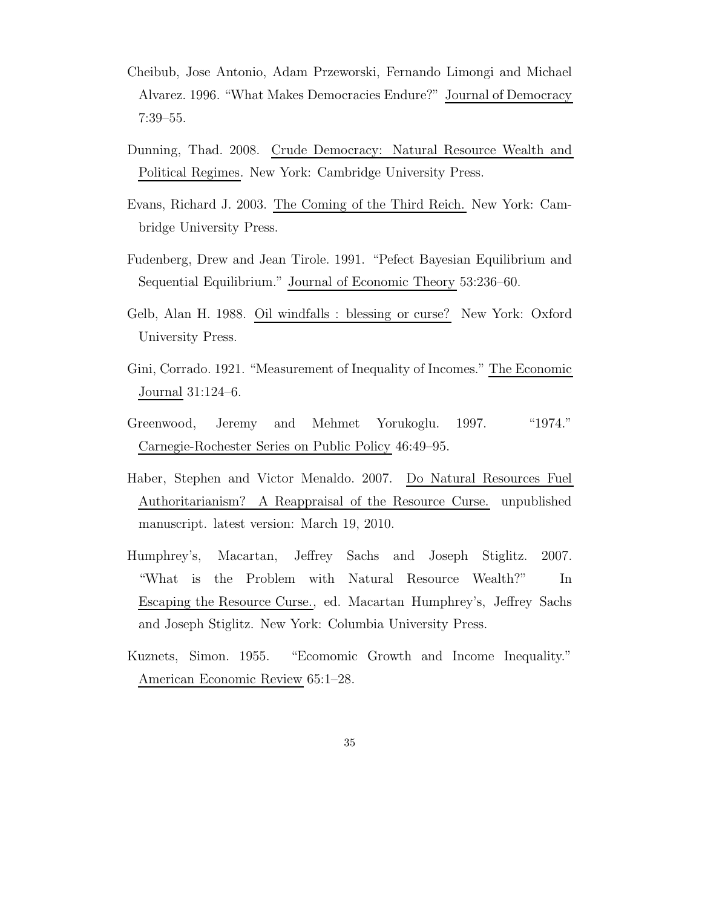Cheibub, Jose Antonio, Adam Przeworski, Fernando Limongi and Michael Alvarez. 1996. "What Makes Democracies Endure?" Journal of Democracy 7:39–55.

Dunning, Thad. 2008. Crude Democracy: Natural Resource Wealth and Political Regimes. New York: Cambridge University Press.

Evans, Richard J. 2003. The Coming of the Third Reich. New York: Cambridge University Press.

Fudenberg, Drew and Jean Tirole. 1991. "Pefect Bayesian Equilibrium and Sequential Equilibrium." Journal of Economic Theory 53:236–60.

Gelb, Alan H. 1988. Oil windfalls : blessing or curse? New York: Oxford University Press.

Gini, Corrado. 1921. "Measurement of Inequality of Incomes." The Economic Journal 31:124–6.

Greenwood, Jeremy and Mehmet Yorukoglu. 1997. "1974." Carnegie-Rochester Series on Public Policy 46:49–95.

Haber, Stephen and Victor Menaldo. 2007. Do Natural Resources Fuel Authoritarianism? A Reappraisal of the Resource Curse. unpublished manuscript. latest version: March 19, 2010.

Humphrey's, Macartan, Jeffrey Sachs and Joseph Stiglitz. 2007. "What is the Problem with Natural Resource Wealth?" In Escaping the Resource Curse., ed. Macartan Humphrey's, Jeffrey Sachs and Joseph Stiglitz. New York: Columbia University Press.

Kuznets, Simon. 1955. "Ecomomic Growth and Income Inequality." American Economic Review 65:1–28.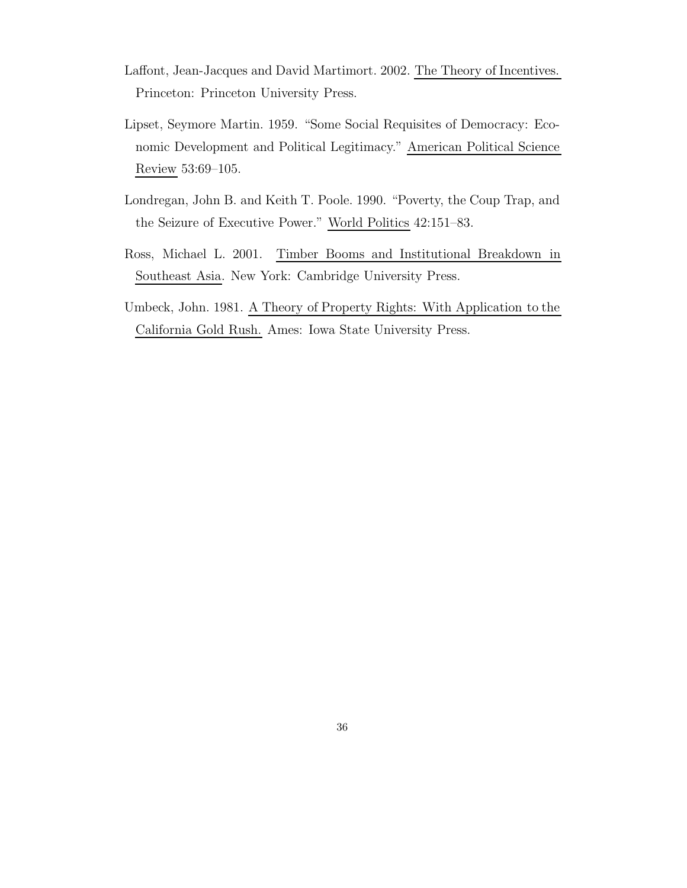Laffont, Jean-Jacques and David Martimort. 2002. The Theory of Incentives. Princeton: Princeton University Press.

Lipset, Seymore Martin. 1959. "Some Social Requisites of Democracy: Economic Development and Political Legitimacy." American Political Science Review 53:69–105.

Londregan, John B. and Keith T. Poole. 1990. "Poverty, the Coup Trap, and the Seizure of Executive Power." World Politics 42:151–83.

Ross, Michael L. 2001. Timber Booms and Institutional Breakdown in Southeast Asia. New York: Cambridge University Press.

Umbeck, John. 1981. A Theory of Property Rights: With Application to the California Gold Rush. Ames: Iowa State University Press.